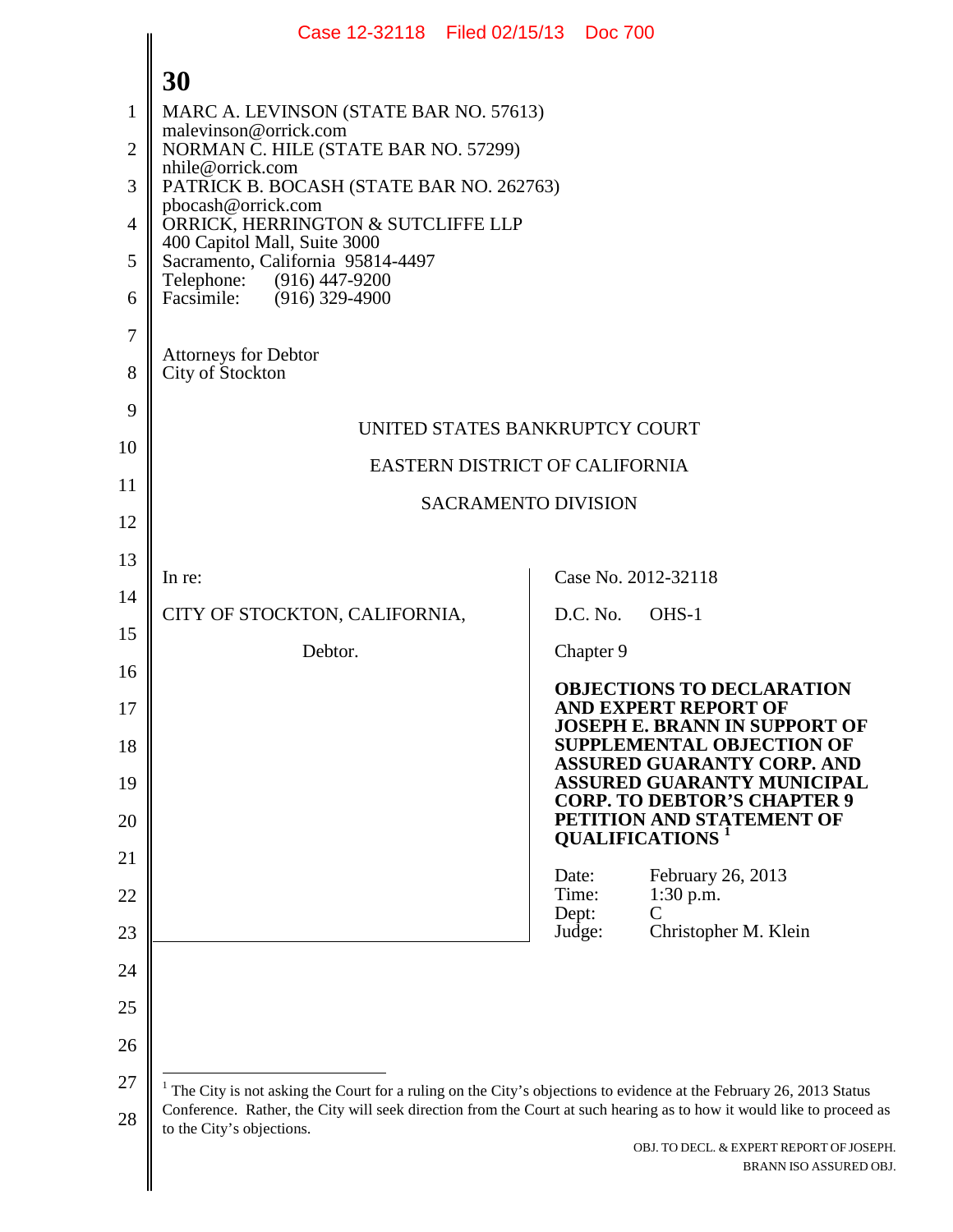MARC A. LEVINSON (STATE BAR NO. 57613)
malevinson@orrick.com
NORMAN C. HILE (STATE BAR NO. 57299)
nhile@orrick.com
PATRICK B. BOCASH (STATE BAR NO. 262763)
pbocash@orrick.com
ORRICK, HERRINGTON & SUTCLIFFE LLP
400 Capitol Mall, Suite 3000
Sacramento, California 95814-4497
Telephone: (916) 447-9200
Facsimile: (916) 329-4900

Attorneys for Debtor
City of Stockton

UNITED STATES BANKRUPTCY COURT

EASTERN DISTRICT OF CALIFORNIA

SACRAMENTO DIVISION

| | |
|---|---|
| In re:<br><br>CITY OF STOCKTON, CALIFORNIA,<br><br>Debtor. | Case No. 2012-32118<br><br>D.C. No. OHS-1<br><br>Chapter 9<br><br>**OBJECTIONS TO DECLARATION AND EXPERT REPORT OF JOSEPH E. BRANN IN SUPPORT OF SUPPLEMENTAL OBJECTION OF ASSURED GUARANTY CORP. AND ASSURED GUARANTY MUNICIPAL CORP. TO DEBTOR'S CHAPTER 9 PETITION AND STATEMENT OF QUALIFICATIONS** [1]<br><br>Date: February 26, 2013<br>Time: 1:30 p.m.<br>Dept: C<br>Judge: Christopher M. Klein |

[1] The City is not asking the Court for a ruling on the City's objections to evidence at the February 26, 2013 Status Conference. Rather, the City will seek direction from the Court at such hearing as to how it would like to proceed as to the City's objections.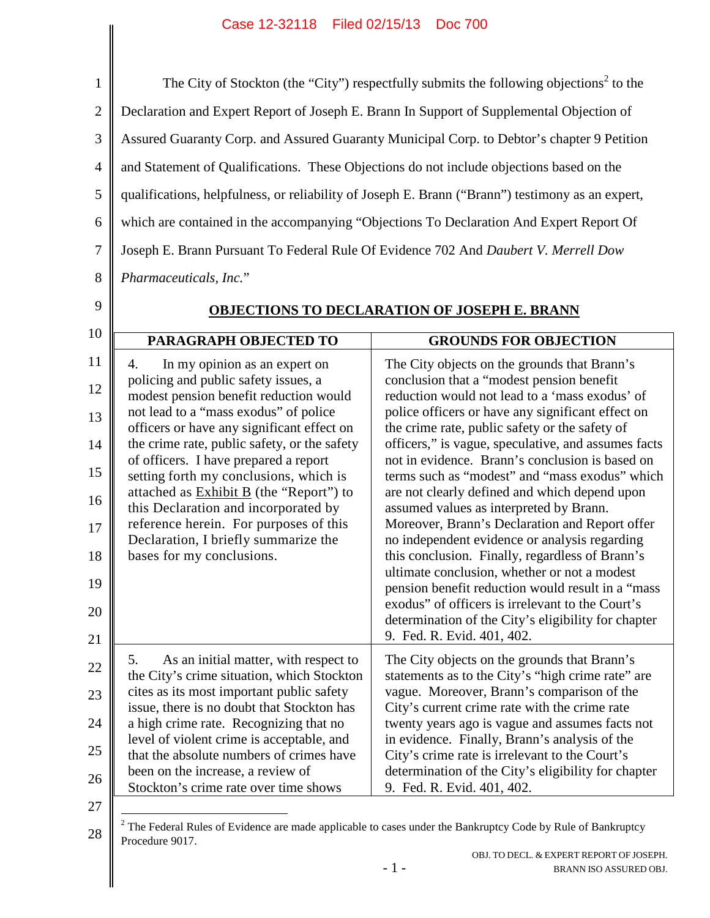The City of Stockton (the "City") respectfully submits the following objections[2] to the Declaration and Expert Report of Joseph E. Brann In Support of Supplemental Objection of Assured Guaranty Corp. and Assured Guaranty Municipal Corp. to Debtor's chapter 9 Petition and Statement of Qualifications. These Objections do not include objections based on the qualifications, helpfulness, or reliability of Joseph E. Brann ("Brann") testimony as an expert, which are contained in the accompanying "Objections To Declaration And Expert Report Of Joseph E. Brann Pursuant To Federal Rule Of Evidence 702 And *Daubert V. Merrell Dow Pharmaceuticals, Inc.*"

## OBJECTIONS TO DECLARATION OF JOSEPH E. BRANN

| PARAGRAPH OBJECTED TO | GROUNDS FOR OBJECTION |
| --- | --- |
| 4. In my opinion as an expert on policing and public safety issues, a modest pension benefit reduction would not lead to a "mass exodus" of police officers or have any significant effect on the crime rate, public safety, or the safety of officers. I have prepared a report setting forth my conclusions, which is attached as Exhibit B (the "Report") to this Declaration and incorporated by reference herein. For purposes of this Declaration, I briefly summarize the bases for my conclusions. | The City objects on the grounds that Brann's conclusion that a "modest pension benefit reduction would not lead to a 'mass exodus' of police officers or have any significant effect on the crime rate, public safety or the safety of officers," is vague, speculative, and assumes facts not in evidence. Brann's conclusion is based on terms such as "modest" and "mass exodus" which are not clearly defined and which depend upon assumed values as interpreted by Brann. Moreover, Brann's Declaration and Report offer no independent evidence or analysis regarding this conclusion. Finally, regardless of Brann's ultimate conclusion, whether or not a modest pension benefit reduction would result in a "mass exodus" of officers is irrelevant to the Court's determination of the City's eligibility for chapter 9. Fed. R. Evid. 401, 402. |
| 5. As an initial matter, with respect to the City's crime situation, which Stockton cites as its most important public safety issue, there is no doubt that Stockton has a high crime rate. Recognizing that no level of violent crime is acceptable, and that the absolute numbers of crimes have been on the increase, a review of Stockton's crime rate over time shows | The City objects on the grounds that Brann's statements as to the City's "high crime rate" are vague. Moreover, Brann's comparison of the City's current crime rate with the crime rate twenty years ago is vague and assumes facts not in evidence. Finally, Brann's analysis of the City's crime rate is irrelevant to the Court's determination of the City's eligibility for chapter 9. Fed. R. Evid. 401, 402. |

[2] The Federal Rules of Evidence are made applicable to cases under the Bankruptcy Code by Rule of Bankruptcy Procedure 9017.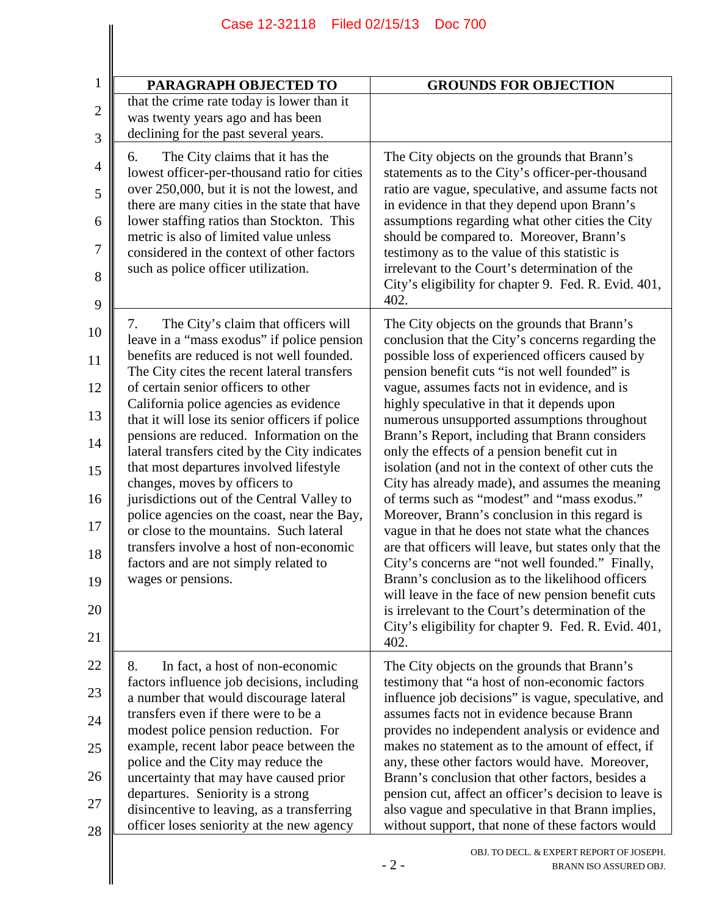| PARAGRAPH OBJECTED TO | GROUNDS FOR OBJECTION |
|---|---|
| that the crime rate today is lower than it was twenty years ago and has been declining for the past several years. | |
| 6. The City claims that it has the lowest officer-per-thousand ratio for cities over 250,000, but it is not the lowest, and there are many cities in the state that have lower staffing ratios than Stockton. This metric is also of limited value unless considered in the context of other factors such as police officer utilization. | The City objects on the grounds that Brann's statements as to the City's officer-per-thousand ratio are vague, speculative, and assume facts not in evidence in that they depend upon Brann's assumptions regarding what other cities the City should be compared to. Moreover, Brann's testimony as to the value of this statistic is irrelevant to the Court's determination of the City's eligibility for chapter 9. Fed. R. Evid. 401, 402. |
| 7. The City's claim that officers will leave in a "mass exodus" if police pension benefits are reduced is not well founded. The City cites the recent lateral transfers of certain senior officers to other California police agencies as evidence that it will lose its senior officers if police pensions are reduced. Information on the lateral transfers cited by the City indicates that most departures involved lifestyle changes, moves by officers to jurisdictions out of the Central Valley to police agencies on the coast, near the Bay, or close to the mountains. Such lateral transfers involve a host of non-economic factors and are not simply related to wages or pensions. | The City objects on the grounds that Brann's conclusion that the City's concerns regarding the possible loss of experienced officers caused by pension benefit cuts "is not well founded" is vague, assumes facts not in evidence, and is highly speculative in that it depends upon numerous unsupported assumptions throughout Brann's Report, including that Brann considers only the effects of a pension benefit cut in isolation (and not in the context of other cuts the City has already made), and assumes the meaning of terms such as "modest" and "mass exodus." Moreover, Brann's conclusion in this regard is vague in that he does not state what the chances are that officers will leave, but states only that the City's concerns are "not well founded." Finally, Brann's conclusion as to the likelihood officers will leave in the face of new pension benefit cuts is irrelevant to the Court's determination of the City's eligibility for chapter 9. Fed. R. Evid. 401, 402. |
| 8. In fact, a host of non-economic factors influence job decisions, including a number that would discourage lateral transfers even if there were to be a modest police pension reduction. For example, recent labor peace between the police and the City may reduce the uncertainty that may have caused prior departures. Seniority is a strong disincentive to leaving, as a transferring officer loses seniority at the new agency | The City objects on the grounds that Brann's testimony that "a host of non-economic factors influence job decisions" is vague, speculative, and assumes facts not in evidence because Brann provides no independent analysis or evidence and makes no statement as to the amount of effect, if any, these other factors would have. Moreover, Brann's conclusion that other factors, besides a pension cut, affect an officer's decision to leave is also vague and speculative in that Brann implies, without support, that none of these factors would |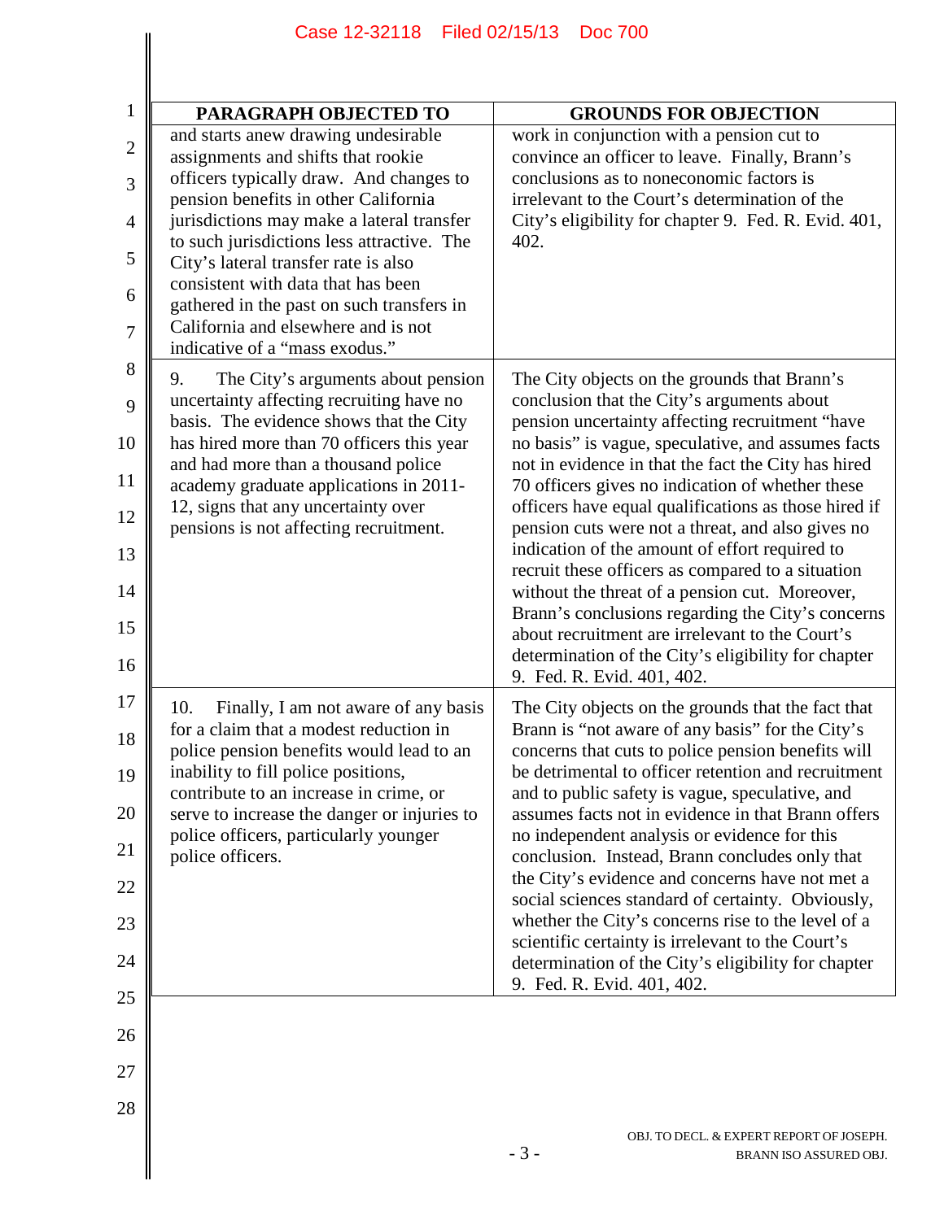| PARAGRAPH OBJECTED TO | GROUNDS FOR OBJECTION |
|---|---|
| and starts anew drawing undesirable assignments and shifts that rookie officers typically draw. And changes to pension benefits in other California jurisdictions may make a lateral transfer to such jurisdictions less attractive. The City's lateral transfer rate is also consistent with data that has been gathered in the past on such transfers in California and elsewhere and is not indicative of a "mass exodus." | work in conjunction with a pension cut to convince an officer to leave. Finally, Brann's conclusions as to noneconomic factors is irrelevant to the Court's determination of the City's eligibility for chapter 9. Fed. R. Evid. 401, 402. |
| 9. The City's arguments about pension uncertainty affecting recruiting have no basis. The evidence shows that the City has hired more than 70 officers this year and had more than a thousand police academy graduate applications in 2011-12, signs that any uncertainty over pensions is not affecting recruitment. | The City objects on the grounds that Brann's conclusion that the City's arguments about pension uncertainty affecting recruitment "have no basis" is vague, speculative, and assumes facts not in evidence in that the fact the City has hired 70 officers gives no indication of whether these officers have equal qualifications as those hired if pension cuts were not a threat, and also gives no indication of the amount of effort required to recruit these officers as compared to a situation without the threat of a pension cut. Moreover, Brann's conclusions regarding the City's concerns about recruitment are irrelevant to the Court's determination of the City's eligibility for chapter 9. Fed. R. Evid. 401, 402. |
| 10. Finally, I am not aware of any basis for a claim that a modest reduction in police pension benefits would lead to an inability to fill police positions, contribute to an increase in crime, or serve to increase the danger or injuries to police officers, particularly younger police officers. | The City objects on the grounds that the fact that Brann is "not aware of any basis" for the City's concerns that cuts to police pension benefits will be detrimental to officer retention and recruitment and to public safety is vague, speculative, and assumes facts not in evidence in that Brann offers no independent analysis or evidence for this conclusion. Instead, Brann concludes only that the City's evidence and concerns have not met a social sciences standard of certainty. Obviously, whether the City's concerns rise to the level of a scientific certainty is irrelevant to the Court's determination of the City's eligibility for chapter 9. Fed. R. Evid. 401, 402. |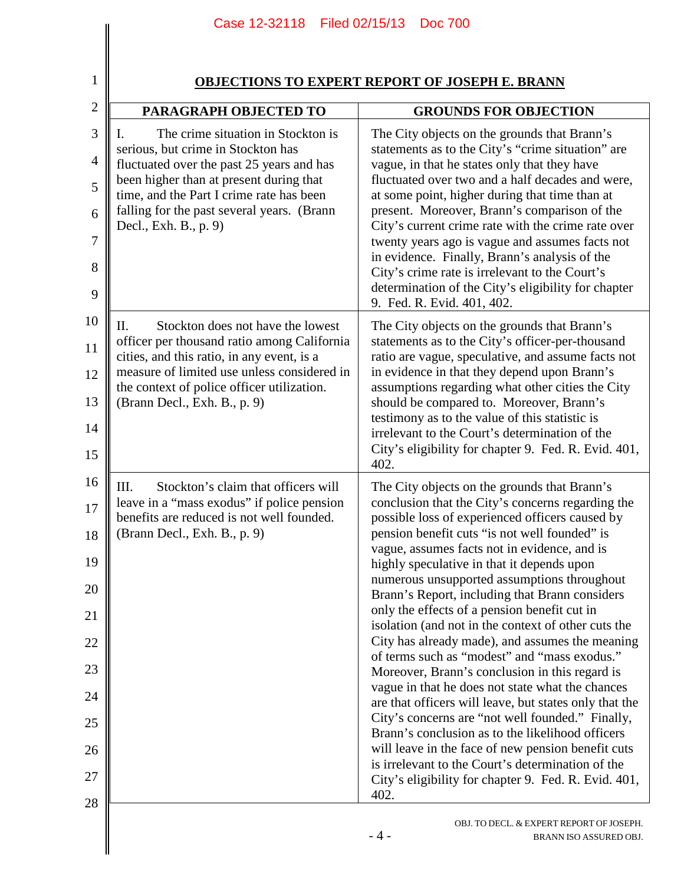## OBJECTIONS TO EXPERT REPORT OF JOSEPH E. BRANN

| PARAGRAPH OBJECTED TO | GROUNDS FOR OBJECTION |
|---|---|
| I. The crime situation in Stockton is serious, but crime in Stockton has fluctuated over the past 25 years and has been higher than at present during that time, and the Part I crime rate has been falling for the past several years. (Brann Decl., Exh. B., p. 9) | The City objects on the grounds that Brann's statements as to the City's "crime situation" are vague, in that he states only that they have fluctuated over two and a half decades and were, at some point, higher during that time than at present. Moreover, Brann's comparison of the City's current crime rate with the crime rate over twenty years ago is vague and assumes facts not in evidence. Finally, Brann's analysis of the City's crime rate is irrelevant to the Court's determination of the City's eligibility for chapter 9. Fed. R. Evid. 401, 402. |
| II. Stockton does not have the lowest officer per thousand ratio among California cities, and this ratio, in any event, is a measure of limited use unless considered in the context of police officer utilization. (Brann Decl., Exh. B., p. 9) | The City objects on the grounds that Brann's statements as to the City's officer-per-thousand ratio are vague, speculative, and assume facts not in evidence in that they depend upon Brann's assumptions regarding what other cities the City should be compared to. Moreover, Brann's testimony as to the value of this statistic is irrelevant to the Court's determination of the City's eligibility for chapter 9. Fed. R. Evid. 401, 402. |
| III. Stockton's claim that officers will leave in a "mass exodus" if police pension benefits are reduced is not well founded. (Brann Decl., Exh. B., p. 9) | The City objects on the grounds that Brann's conclusion that the City's concerns regarding the possible loss of experienced officers caused by pension benefit cuts "is not well founded" is vague, assumes facts not in evidence, and is highly speculative in that it depends upon numerous unsupported assumptions throughout Brann's Report, including that Brann considers only the effects of a pension benefit cut in isolation (and not in the context of other cuts the City has already made), and assumes the meaning of terms such as "modest" and "mass exodus." Moreover, Brann's conclusion in this regard is vague in that he does not state what the chances are that officers will leave, but states only that the City's concerns are "not well founded." Finally, Brann's conclusion as to the likelihood officers will leave in the face of new pension benefit cuts is irrelevant to the Court's determination of the City's eligibility for chapter 9. Fed. R. Evid. 401, 402. |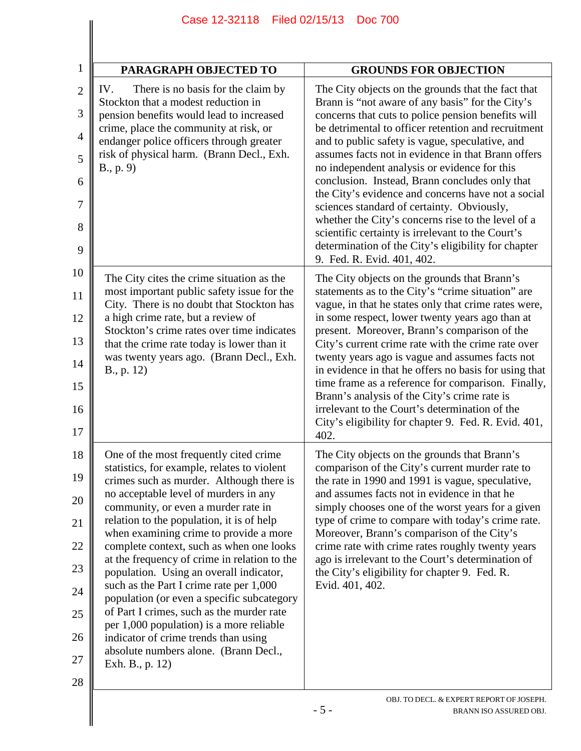| PARAGRAPH OBJECTED TO | GROUNDS FOR OBJECTION |
|---|---|
| IV. There is no basis for the claim by Stockton that a modest reduction in pension benefits would lead to increased crime, place the community at risk, or endanger police officers through greater risk of physical harm. (Brann Decl., Exh. B., p. 9) | The City objects on the grounds that the fact that Brann is "not aware of any basis" for the City's concerns that cuts to police pension benefits will be detrimental to officer retention and recruitment and to public safety is vague, speculative, and assumes facts not in evidence in that Brann offers no independent analysis or evidence for this conclusion. Instead, Brann concludes only that the City's evidence and concerns have not a social sciences standard of certainty. Obviously, whether the City's concerns rise to the level of a scientific certainty is irrelevant to the Court's determination of the City's eligibility for chapter 9. Fed. R. Evid. 401, 402. |
| The City cites the crime situation as the most important public safety issue for the City. There is no doubt that Stockton has a high crime rate, but a review of Stockton's crime rates over time indicates that the crime rate today is lower than it was twenty years ago. (Brann Decl., Exh. B., p. 12) | The City objects on the grounds that Brann's statements as to the City's "crime situation" are vague, in that he states only that crime rates were, in some respect, lower twenty years ago than at present. Moreover, Brann's comparison of the City's current crime rate with the crime rate over twenty years ago is vague and assumes facts not in evidence in that he offers no basis for using that time frame as a reference for comparison. Finally, Brann's analysis of the City's crime rate is irrelevant to the Court's determination of the City's eligibility for chapter 9. Fed. R. Evid. 401, 402. |
| One of the most frequently cited crime statistics, for example, relates to violent crimes such as murder. Although there is no acceptable level of murders in any community, or even a murder rate in relation to the population, it is of help when examining crime to provide a more complete context, such as when one looks at the frequency of crime in relation to the population. Using an overall indicator, such as the Part I crime rate per 1,000 population (or even a specific subcategory of Part I crimes, such as the murder rate per 1,000 population) is a more reliable indicator of crime trends than using absolute numbers alone. (Brann Decl., Exh. B., p. 12) | The City objects on the grounds that Brann's comparison of the City's current murder rate to the rate in 1990 and 1991 is vague, speculative, and assumes facts not in evidence in that he simply chooses one of the worst years for a given type of crime to compare with today's crime rate. Moreover, Brann's comparison of the City's crime rate with crime rates roughly twenty years ago is irrelevant to the Court's determination of the City's eligibility for chapter 9. Fed. R. Evid. 401, 402. |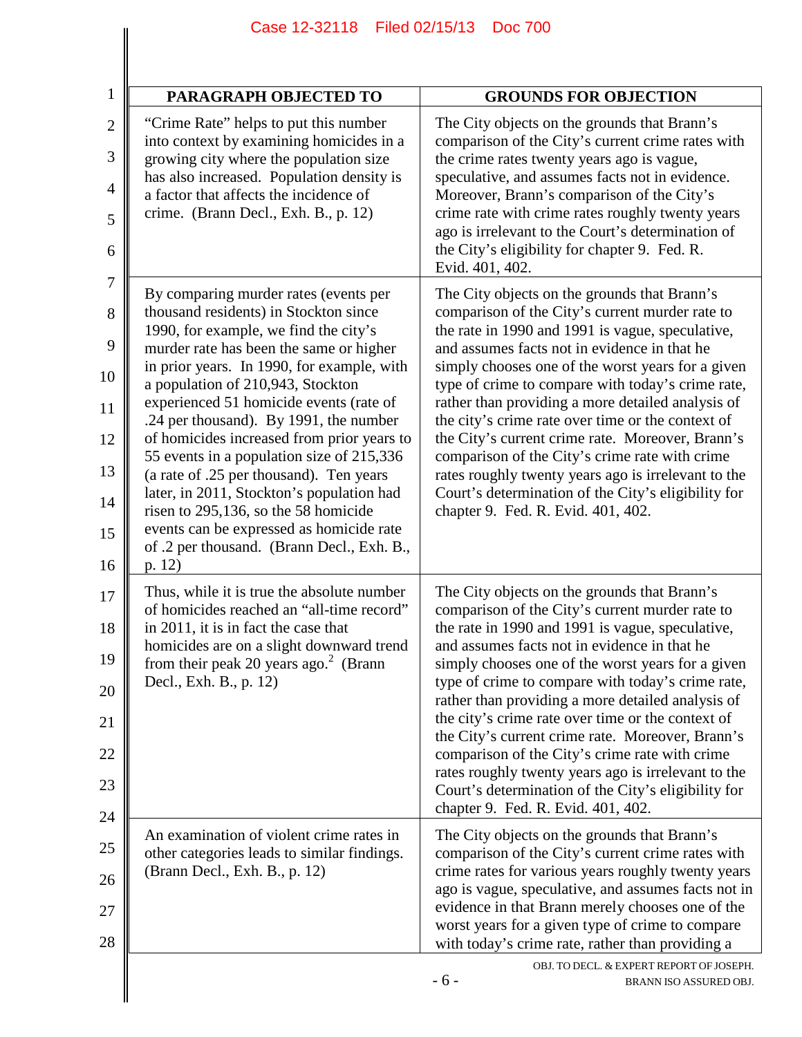| PARAGRAPH OBJECTED TO | GROUNDS FOR OBJECTION |
|---|---|
| "Crime Rate" helps to put this number into context by examining homicides in a growing city where the population size has also increased. Population density is a factor that affects the incidence of crime. (Brann Decl., Exh. B., p. 12) | The City objects on the grounds that Brann's comparison of the City's current crime rates with the crime rates twenty years ago is vague, speculative, and assumes facts not in evidence. Moreover, Brann's comparison of the City's crime rate with crime rates roughly twenty years ago is irrelevant to the Court's determination of the City's eligibility for chapter 9. Fed. R. Evid. 401, 402. |
| By comparing murder rates (events per thousand residents) in Stockton since 1990, for example, we find the city's murder rate has been the same or higher in prior years. In 1990, for example, with a population of 210,943, Stockton experienced 51 homicide events (rate of .24 per thousand). By 1991, the number of homicides increased from prior years to 55 events in a population size of 215,336 (a rate of .25 per thousand). Ten years later, in 2011, Stockton's population had risen to 295,136, so the 58 homicide events can be expressed as homicide rate of .2 per thousand. (Brann Decl., Exh. B., p. 12) | The City objects on the grounds that Brann's comparison of the City's current murder rate to the rate in 1990 and 1991 is vague, speculative, and assumes facts not in evidence in that he simply chooses one of the worst years for a given type of crime to compare with today's crime rate, rather than providing a more detailed analysis of the city's crime rate over time or the context of the City's current crime rate. Moreover, Brann's comparison of the City's crime rate with crime rates roughly twenty years ago is irrelevant to the Court's determination of the City's eligibility for chapter 9. Fed. R. Evid. 401, 402. |
| Thus, while it is true the absolute number of homicides reached an "all-time record" in 2011, it is in fact the case that homicides are on a slight downward trend from their peak 20 years ago.[2] (Brann Decl., Exh. B., p. 12) | The City objects on the grounds that Brann's comparison of the City's current murder rate to the rate in 1990 and 1991 is vague, speculative, and assumes facts not in evidence in that he simply chooses one of the worst years for a given type of crime to compare with today's crime rate, rather than providing a more detailed analysis of the city's crime rate over time or the context of the City's current crime rate. Moreover, Brann's comparison of the City's crime rate with crime rates roughly twenty years ago is irrelevant to the Court's determination of the City's eligibility for chapter 9. Fed. R. Evid. 401, 402. |
| An examination of violent crime rates in other categories leads to similar findings. (Brann Decl., Exh. B., p. 12) | The City objects on the grounds that Brann's comparison of the City's current crime rates with crime rates for various years roughly twenty years ago is vague, speculative, and assumes facts not in evidence in that Brann merely chooses one of the worst years for a given type of crime to compare with today's crime rate, rather than providing a |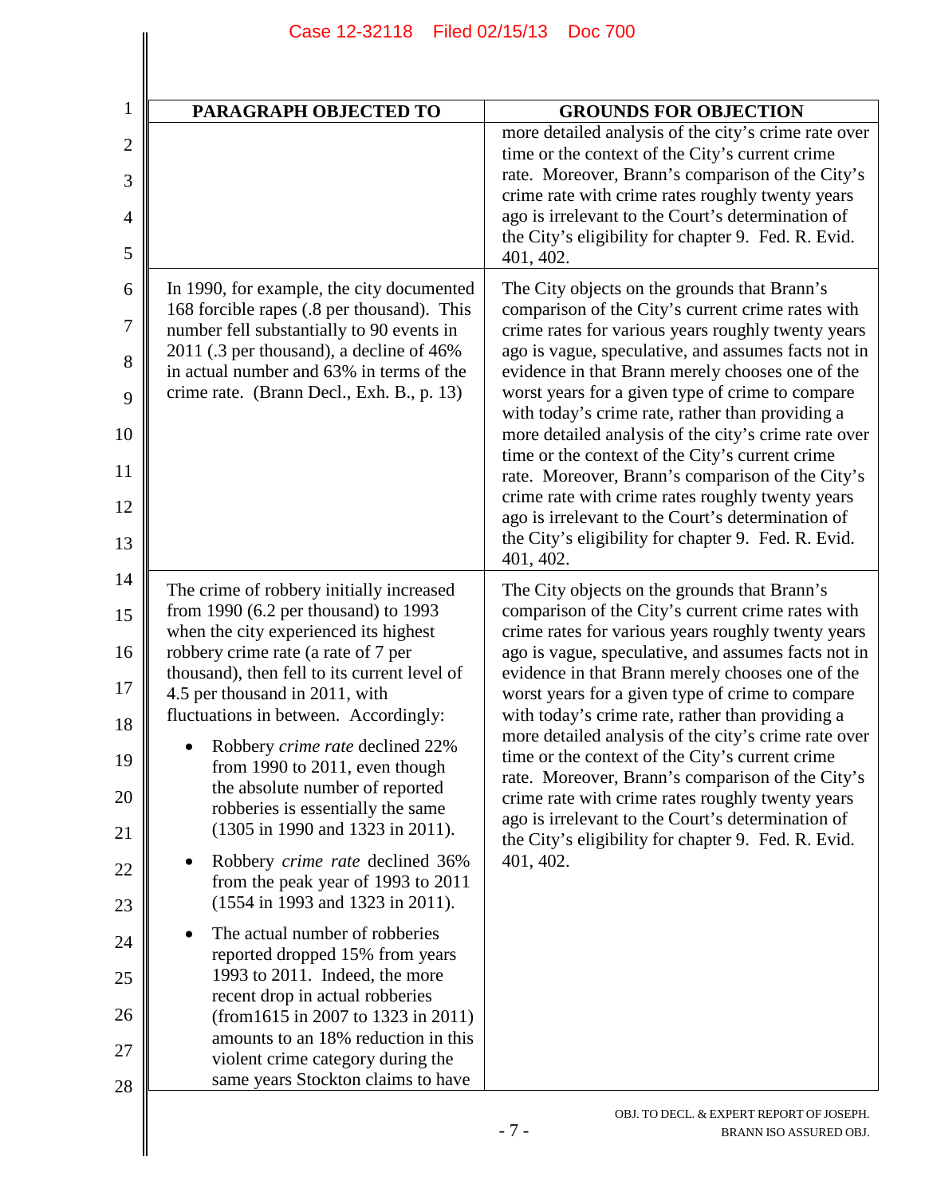| PARAGRAPH OBJECTED TO | GROUNDS FOR OBJECTION |
|---|---|
| | more detailed analysis of the city's crime rate over time or the context of the City's current crime rate. Moreover, Brann's comparison of the City's crime rate with crime rates roughly twenty years ago is irrelevant to the Court's determination of the City's eligibility for chapter 9. Fed. R. Evid. 401, 402. |
| In 1990, for example, the city documented 168 forcible rapes (.8 per thousand). This number fell substantially to 90 events in 2011 (.3 per thousand), a decline of 46% in actual number and 63% in terms of the crime rate. (Brann Decl., Exh. B., p. 13) | The City objects on the grounds that Brann's comparison of the City's current crime rates with crime rates for various years roughly twenty years ago is vague, speculative, and assumes facts not in evidence in that Brann merely chooses one of the worst years for a given type of crime to compare with today's crime rate, rather than providing a more detailed analysis of the city's crime rate over time or the context of the City's current crime rate. Moreover, Brann's comparison of the City's crime rate with crime rates roughly twenty years ago is irrelevant to the Court's determination of the City's eligibility for chapter 9. Fed. R. Evid. 401, 402. |
| The crime of robbery initially increased from 1990 (6.2 per thousand) to 1993 when the city experienced its highest robbery crime rate (a rate of 7 per thousand), then fell to its current level of 4.5 per thousand in 2011, with fluctuations in between. Accordingly: <br>• Robbery *crime rate* declined 22% from 1990 to 2011, even though the absolute number of reported robberies is essentially the same (1305 in 1990 and 1323 in 2011). <br>• Robbery *crime rate* declined 36% from the peak year of 1993 to 2011 (1554 in 1993 and 1323 in 2011). <br>• The actual number of robberies reported dropped 15% from years 1993 to 2011. Indeed, the more recent drop in actual robberies (from1615 in 2007 to 1323 in 2011) amounts to an 18% reduction in this violent crime category during the same years Stockton claims to have | The City objects on the grounds that Brann's comparison of the City's current crime rates with crime rates for various years roughly twenty years ago is vague, speculative, and assumes facts not in evidence in that Brann merely chooses one of the worst years for a given type of crime to compare with today's crime rate, rather than providing a more detailed analysis of the city's crime rate over time or the context of the City's current crime rate. Moreover, Brann's comparison of the City's crime rate with crime rates roughly twenty years ago is irrelevant to the Court's determination of the City's eligibility for chapter 9. Fed. R. Evid. 401, 402. |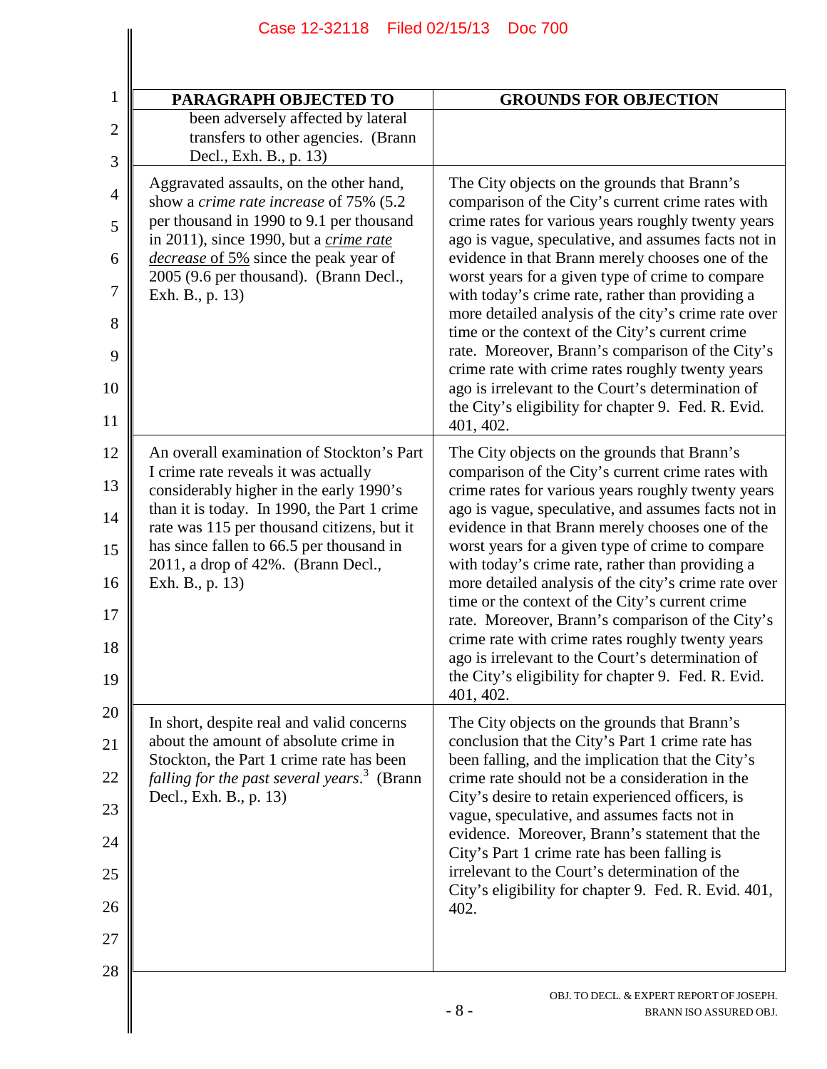| PARAGRAPH OBJECTED TO | GROUNDS FOR OBJECTION |
|---|---|
| been adversely affected by lateral transfers to other agencies. (Brann Decl., Exh. B., p. 13) | |
| Aggravated assaults, on the other hand, show a *crime rate increase* of 75% (5.2 per thousand in 1990 to 9.1 per thousand in 2011), since 1990, but a *crime rate decrease* of 5% since the peak year of 2005 (9.6 per thousand). (Brann Decl., Exh. B., p. 13) | The City objects on the grounds that Brann's comparison of the City's current crime rates with crime rates for various years roughly twenty years ago is vague, speculative, and assumes facts not in evidence in that Brann merely chooses one of the worst years for a given type of crime to compare with today's crime rate, rather than providing a more detailed analysis of the city's crime rate over time or the context of the City's current crime rate. Moreover, Brann's comparison of the City's crime rate with crime rates roughly twenty years ago is irrelevant to the Court's determination of the City's eligibility for chapter 9. Fed. R. Evid. 401, 402. |
| An overall examination of Stockton's Part I crime rate reveals it was actually considerably higher in the early 1990's than it is today. In 1990, the Part 1 crime rate was 115 per thousand citizens, but it has since fallen to 66.5 per thousand in 2011, a drop of 42%. (Brann Decl., Exh. B., p. 13) | The City objects on the grounds that Brann's comparison of the City's current crime rates with crime rates for various years roughly twenty years ago is vague, speculative, and assumes facts not in evidence in that Brann merely chooses one of the worst years for a given type of crime to compare with today's crime rate, rather than providing a more detailed analysis of the city's crime rate over time or the context of the City's current crime rate. Moreover, Brann's comparison of the City's crime rate with crime rates roughly twenty years ago is irrelevant to the Court's determination of the City's eligibility for chapter 9. Fed. R. Evid. 401, 402. |
| In short, despite real and valid concerns about the amount of absolute crime in Stockton, the Part 1 crime rate has been *falling for the past several years*.[3] (Brann Decl., Exh. B., p. 13) | The City objects on the grounds that Brann's conclusion that the City's Part 1 crime rate has been falling, and the implication that the City's crime rate should not be a consideration in the City's desire to retain experienced officers, is vague, speculative, and assumes facts not in evidence. Moreover, Brann's statement that the City's Part 1 crime rate has been falling is irrelevant to the Court's determination of the City's eligibility for chapter 9. Fed. R. Evid. 401, 402. |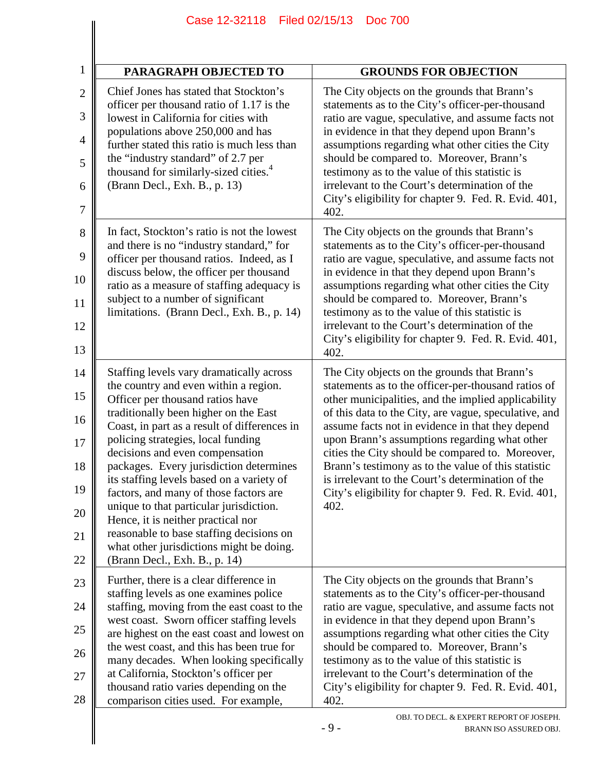| PARAGRAPH OBJECTED TO | GROUNDS FOR OBJECTION |
| --- | --- |
| Chief Jones has stated that Stockton's officer per thousand ratio of 1.17 is the lowest in California for cities with populations above 250,000 and has further stated this ratio is much less than the "industry standard" of 2.7 per thousand for similarly-sized cities.[4] (Brann Decl., Exh. B., p. 13) | The City objects on the grounds that Brann's statements as to the City's officer-per-thousand ratio are vague, speculative, and assume facts not in evidence in that they depend upon Brann's assumptions regarding what other cities the City should be compared to. Moreover, Brann's testimony as to the value of this statistic is irrelevant to the Court's determination of the City's eligibility for chapter 9. Fed. R. Evid. 401, 402. |
| In fact, Stockton's ratio is not the lowest and there is no "industry standard," for officer per thousand ratios. Indeed, as I discuss below, the officer per thousand ratio as a measure of staffing adequacy is subject to a number of significant limitations. (Brann Decl., Exh. B., p. 14) | The City objects on the grounds that Brann's statements as to the City's officer-per-thousand ratio are vague, speculative, and assume facts not in evidence in that they depend upon Brann's assumptions regarding what other cities the City should be compared to. Moreover, Brann's testimony as to the value of this statistic is irrelevant to the Court's determination of the City's eligibility for chapter 9. Fed. R. Evid. 401, 402. |
| Staffing levels vary dramatically across the country and even within a region. Officer per thousand ratios have traditionally been higher on the East Coast, in part as a result of differences in policing strategies, local funding decisions and even compensation packages. Every jurisdiction determines its staffing levels based on a variety of factors, and many of those factors are unique to that particular jurisdiction. Hence, it is neither practical nor reasonable to base staffing decisions on what other jurisdictions might be doing. (Brann Decl., Exh. B., p. 14) | The City objects on the grounds that Brann's statements as to the officer-per-thousand ratios of other municipalities, and the implied applicability of this data to the City, are vague, speculative, and assume facts not in evidence in that they depend upon Brann's assumptions regarding what other cities the City should be compared to. Moreover, Brann's testimony as to the value of this statistic is irrelevant to the Court's determination of the City's eligibility for chapter 9. Fed. R. Evid. 401, 402. |
| Further, there is a clear difference in staffing levels as one examines police staffing, moving from the east coast to the west coast. Sworn officer staffing levels are highest on the east coast and lowest on the west coast, and this has been true for many decades. When looking specifically at California, Stockton's officer per thousand ratio varies depending on the comparison cities used. For example, | The City objects on the grounds that Brann's statements as to the City's officer-per-thousand ratio are vague, speculative, and assume facts not in evidence in that they depend upon Brann's assumptions regarding what other cities the City should be compared to. Moreover, Brann's testimony as to the value of this statistic is irrelevant to the Court's determination of the City's eligibility for chapter 9. Fed. R. Evid. 401, 402. |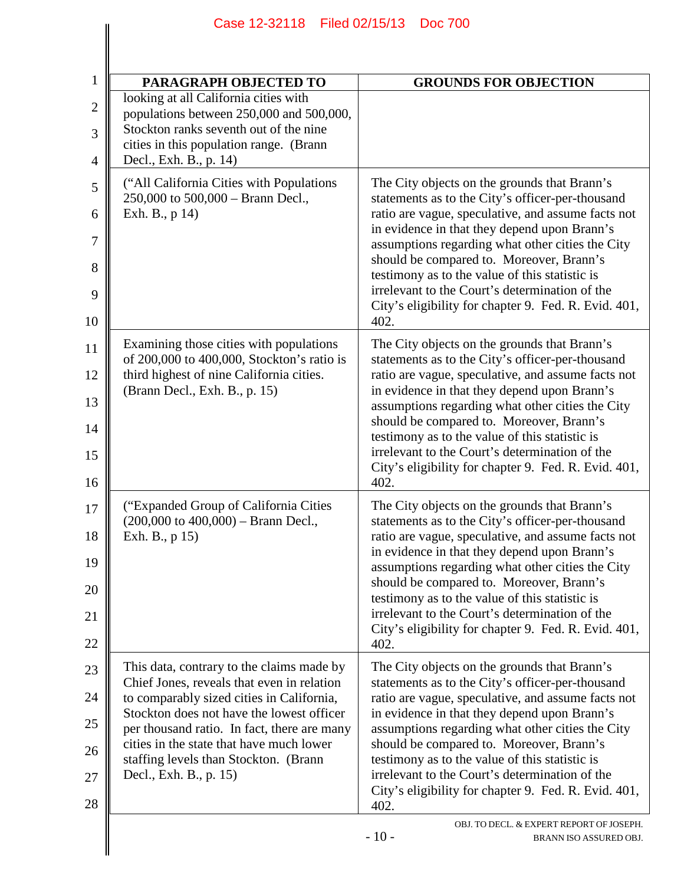| PARAGRAPH OBJECTED TO | GROUNDS FOR OBJECTION |
|---|---|
| looking at all California cities with populations between 250,000 and 500,000, Stockton ranks seventh out of the nine cities in this population range. (Brann Decl., Exh. B., p. 14) | |
| ("All California Cities with Populations 250,000 to 500,000 – Brann Decl., Exh. B., p 14) | The City objects on the grounds that Brann's statements as to the City's officer-per-thousand ratio are vague, speculative, and assume facts not in evidence in that they depend upon Brann's assumptions regarding what other cities the City should be compared to. Moreover, Brann's testimony as to the value of this statistic is irrelevant to the Court's determination of the City's eligibility for chapter 9. Fed. R. Evid. 401, 402. |
| Examining those cities with populations of 200,000 to 400,000, Stockton's ratio is third highest of nine California cities. (Brann Decl., Exh. B., p. 15) | The City objects on the grounds that Brann's statements as to the City's officer-per-thousand ratio are vague, speculative, and assume facts not in evidence in that they depend upon Brann's assumptions regarding what other cities the City should be compared to. Moreover, Brann's testimony as to the value of this statistic is irrelevant to the Court's determination of the City's eligibility for chapter 9. Fed. R. Evid. 401, 402. |
| ("Expanded Group of California Cities (200,000 to 400,000) – Brann Decl., Exh. B., p 15) | The City objects on the grounds that Brann's statements as to the City's officer-per-thousand ratio are vague, speculative, and assume facts not in evidence in that they depend upon Brann's assumptions regarding what other cities the City should be compared to. Moreover, Brann's testimony as to the value of this statistic is irrelevant to the Court's determination of the City's eligibility for chapter 9. Fed. R. Evid. 401, 402. |
| This data, contrary to the claims made by Chief Jones, reveals that even in relation to comparably sized cities in California, Stockton does not have the lowest officer per thousand ratio. In fact, there are many cities in the state that have much lower staffing levels than Stockton. (Brann Decl., Exh. B., p. 15) | The City objects on the grounds that Brann's statements as to the City's officer-per-thousand ratio are vague, speculative, and assume facts not in evidence in that they depend upon Brann's assumptions regarding what other cities the City should be compared to. Moreover, Brann's testimony as to the value of this statistic is irrelevant to the Court's determination of the City's eligibility for chapter 9. Fed. R. Evid. 401, 402. |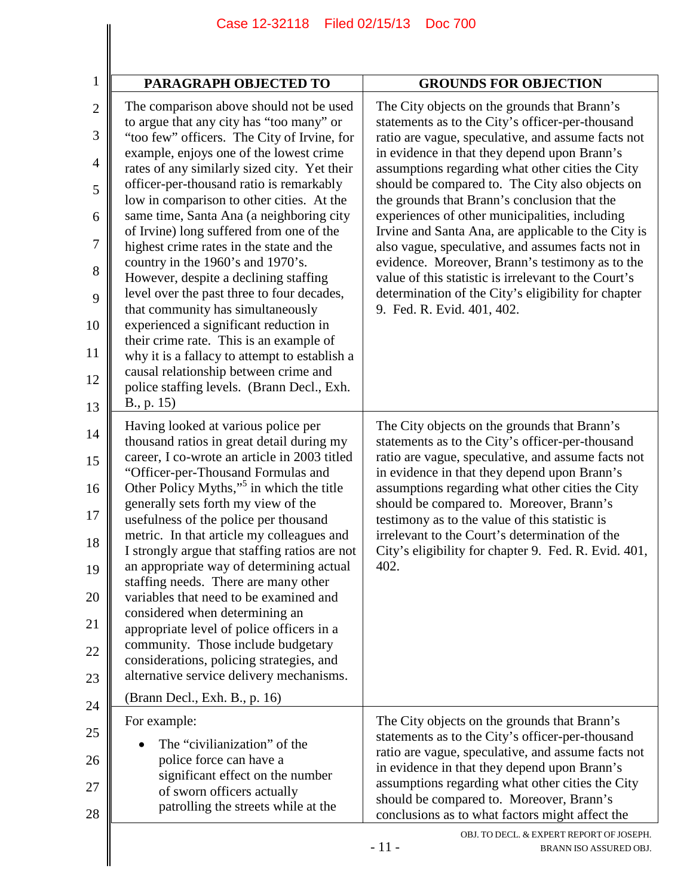| PARAGRAPH OBJECTED TO | GROUNDS FOR OBJECTION |
|---|---|
| The comparison above should not be used to argue that any city has "too many" or "too few" officers. The City of Irvine, for example, enjoys one of the lowest crime rates of any similarly sized city. Yet their officer-per-thousand ratio is remarkably low in comparison to other cities. At the same time, Santa Ana (a neighboring city of Irvine) long suffered from one of the highest crime rates in the state and the country in the 1960's and 1970's. However, despite a declining staffing level over the past three to four decades, that community has simultaneously experienced a significant reduction in their crime rate. This is an example of why it is a fallacy to attempt to establish a causal relationship between crime and police staffing levels. (Brann Decl., Exh. B., p. 15) | The City objects on the grounds that Brann's statements as to the City's officer-per-thousand ratio are vague, speculative, and assume facts not in evidence in that they depend upon Brann's assumptions regarding what other cities the City should be compared to. The City also objects on the grounds that Brann's conclusion that the experiences of other municipalities, including Irvine and Santa Ana, are applicable to the City is also vague, speculative, and assumes facts not in evidence. Moreover, Brann's testimony as to the value of this statistic is irrelevant to the Court's determination of the City's eligibility for chapter 9. Fed. R. Evid. 401, 402. |
| Having looked at various police per thousand ratios in great detail during my career, I co-wrote an article in 2003 titled "Officer-per-Thousand Formulas and Other Policy Myths,"[5] in which the title generally sets forth my view of the usefulness of the police per thousand metric. In that article my colleagues and I strongly argue that staffing ratios are not an appropriate way of determining actual staffing needs. There are many other variables that need to be examined and considered when determining an appropriate level of police officers in a community. Those include budgetary considerations, policing strategies, and alternative service delivery mechanisms. (Brann Decl., Exh. B., p. 16) | The City objects on the grounds that Brann's statements as to the City's officer-per-thousand ratio are vague, speculative, and assume facts not in evidence in that they depend upon Brann's assumptions regarding what other cities the City should be compared to. Moreover, Brann's testimony as to the value of this statistic is irrelevant to the Court's determination of the City's eligibility for chapter 9. Fed. R. Evid. 401, 402. |
| For example: <br> • The "civilianization" of the police force can have a significant effect on the number of sworn officers actually patrolling the streets while at the | The City objects on the grounds that Brann's statements as to the City's officer-per-thousand ratio are vague, speculative, and assume facts not in evidence in that they depend upon Brann's assumptions regarding what other cities the City should be compared to. Moreover, Brann's conclusions as to what factors might affect the |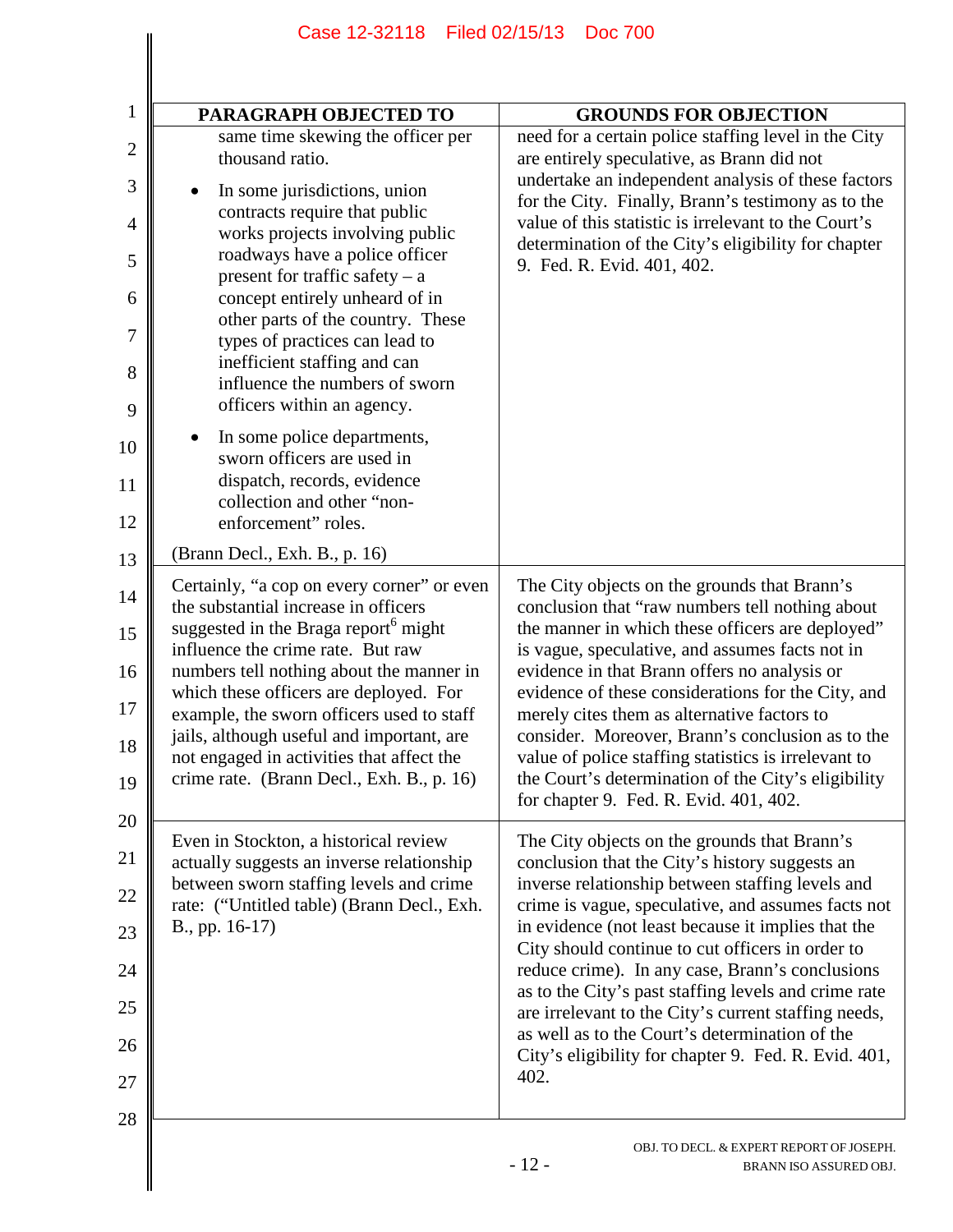| PARAGRAPH OBJECTED TO | GROUNDS FOR OBJECTION |
|---|---|
| same time skewing the officer per thousand ratio.<br>• In some jurisdictions, union contracts require that public works projects involving public roadways have a police officer present for traffic safety – a concept entirely unheard of in other parts of the country. These types of practices can lead to inefficient staffing and can influence the numbers of sworn officers within an agency.<br>• In some police departments, sworn officers are used in dispatch, records, evidence collection and other "non-enforcement" roles.<br>(Brann Decl., Exh. B., p. 16) | need for a certain police staffing level in the City are entirely speculative, as Brann did not undertake an independent analysis of these factors for the City. Finally, Brann's testimony as to the value of this statistic is irrelevant to the Court's determination of the City's eligibility for chapter 9. Fed. R. Evid. 401, 402. |
| Certainly, "a cop on every corner" or even the substantial increase in officers suggested in the Braga report[6] might influence the crime rate. But raw numbers tell nothing about the manner in which these officers are deployed. For example, the sworn officers used to staff jails, although useful and important, are not engaged in activities that affect the crime rate. (Brann Decl., Exh. B., p. 16) | The City objects on the grounds that Brann's conclusion that "raw numbers tell nothing about the manner in which these officers are deployed" is vague, speculative, and assumes facts not in evidence in that Brann offers no analysis or evidence of these considerations for the City, and merely cites them as alternative factors to consider. Moreover, Brann's conclusion as to the value of police staffing statistics is irrelevant to the Court's determination of the City's eligibility for chapter 9. Fed. R. Evid. 401, 402. |
| Even in Stockton, a historical review actually suggests an inverse relationship between sworn staffing levels and crime rate: ("Untitled table) (Brann Decl., Exh. B., pp. 16-17) | The City objects on the grounds that Brann's conclusion that the City's history suggests an inverse relationship between staffing levels and crime is vague, speculative, and assumes facts not in evidence (not least because it implies that the City should continue to cut officers in order to reduce crime). In any case, Brann's conclusions as to the City's past staffing levels and crime rate are irrelevant to the City's current staffing needs, as well as to the Court's determination of the City's eligibility for chapter 9. Fed. R. Evid. 401, 402. |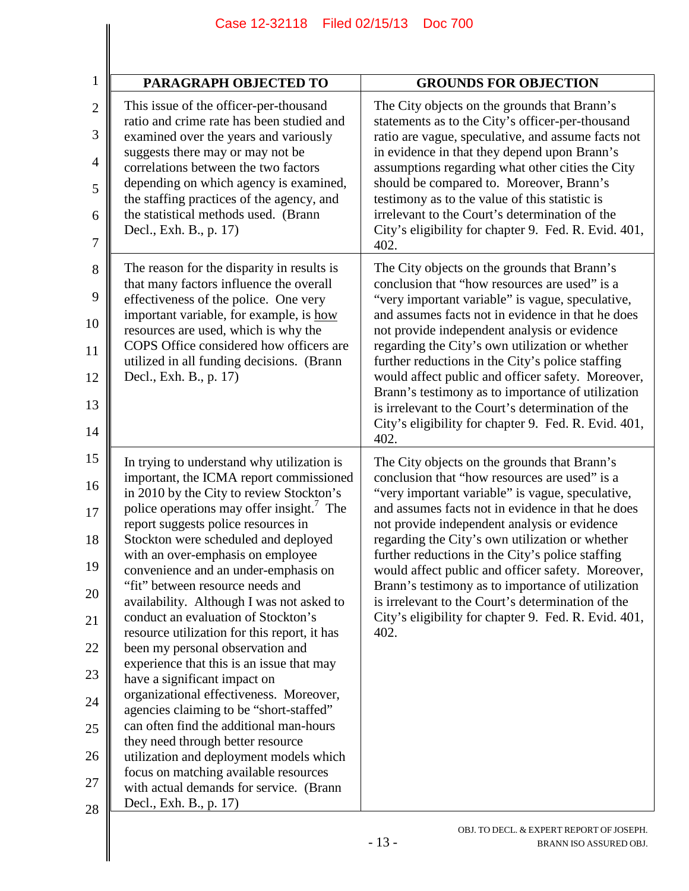| PARAGRAPH OBJECTED TO | GROUNDS FOR OBJECTION |
|---|---|
| This issue of the officer-per-thousand ratio and crime rate has been studied and examined over the years and variously suggests there may or may not be correlations between the two factors depending on which agency is examined, the staffing practices of the agency, and the statistical methods used. (Brann Decl., Exh. B., p. 17) | The City objects on the grounds that Brann's statements as to the City's officer-per-thousand ratio are vague, speculative, and assume facts not in evidence in that they depend upon Brann's assumptions regarding what other cities the City should be compared to. Moreover, Brann's testimony as to the value of this statistic is irrelevant to the Court's determination of the City's eligibility for chapter 9. Fed. R. Evid. 401, 402. |
| The reason for the disparity in results is that many factors influence the overall effectiveness of the police. One very important variable, for example, is <u>how</u> resources are used, which is why the COPS Office considered how officers are utilized in all funding decisions. (Brann Decl., Exh. B., p. 17) | The City objects on the grounds that Brann's conclusion that "how resources are used" is a "very important variable" is vague, speculative, and assumes facts not in evidence in that he does not provide independent analysis or evidence regarding the City's own utilization or whether further reductions in the City's police staffing would affect public and officer safety. Moreover, Brann's testimony as to importance of utilization is irrelevant to the Court's determination of the City's eligibility for chapter 9. Fed. R. Evid. 401, 402. |
| In trying to understand why utilization is important, the ICMA report commissioned in 2010 by the City to review Stockton's police operations may offer insight.[7] The report suggests police resources in Stockton were scheduled and deployed with an over-emphasis on employee convenience and an under-emphasis on "fit" between resource needs and availability. Although I was not asked to conduct an evaluation of Stockton's resource utilization for this report, it has been my personal observation and experience that this is an issue that may have a significant impact on organizational effectiveness. Moreover, agencies claiming to be "short-staffed" can often find the additional man-hours they need through better resource utilization and deployment models which focus on matching available resources with actual demands for service. (Brann Decl., Exh. B., p. 17) | The City objects on the grounds that Brann's conclusion that "how resources are used" is a "very important variable" is vague, speculative, and assumes facts not in evidence in that he does not provide independent analysis or evidence regarding the City's own utilization or whether further reductions in the City's police staffing would affect public and officer safety. Moreover, Brann's testimony as to importance of utilization is irrelevant to the Court's determination of the City's eligibility for chapter 9. Fed. R. Evid. 401, 402. |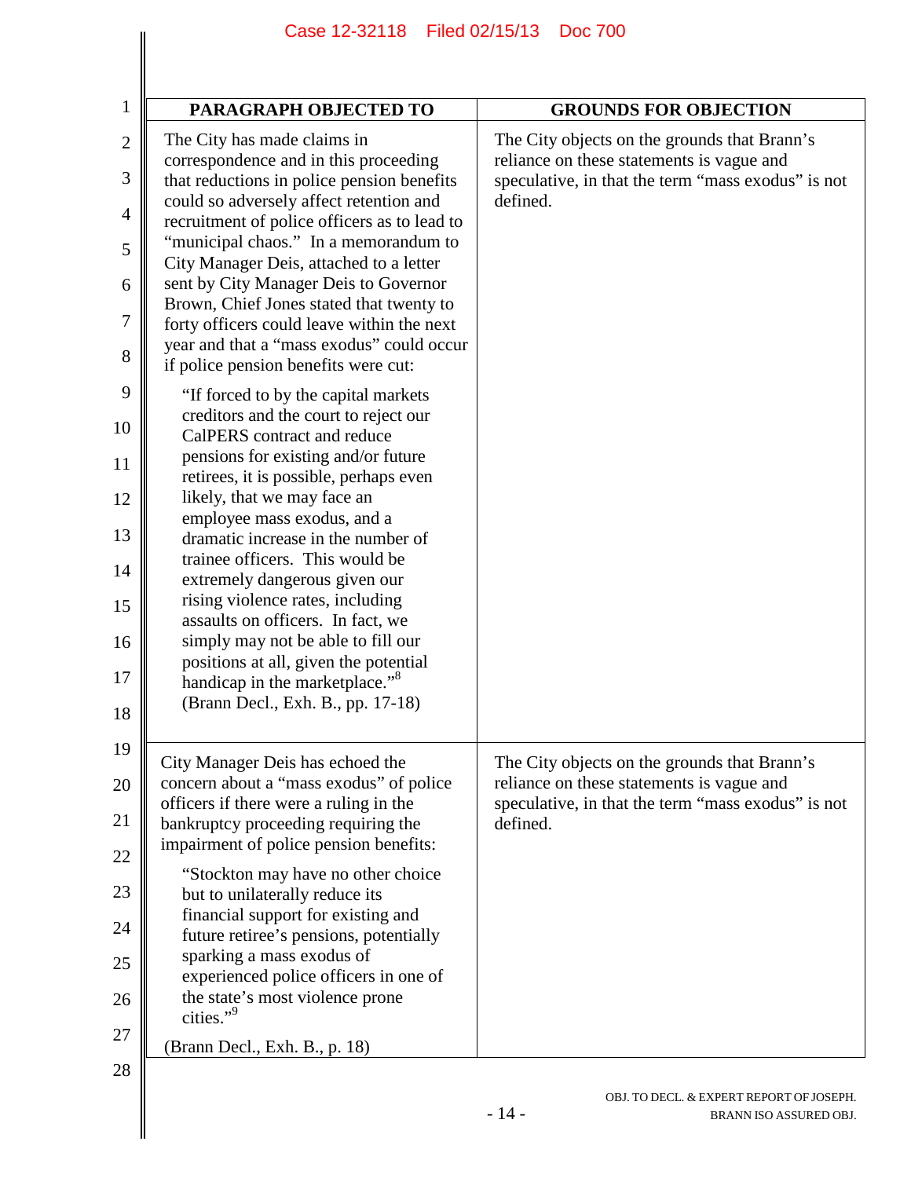| PARAGRAPH OBJECTED TO | GROUNDS FOR OBJECTION |
|---|---|
| The City has made claims in correspondence and in this proceeding that reductions in police pension benefits could so adversely affect retention and recruitment of police officers as to lead to "municipal chaos." In a memorandum to City Manager Deis, attached to a letter sent by City Manager Deis to Governor Brown, Chief Jones stated that twenty to forty officers could leave within the next year and that a "mass exodus" could occur if police pension benefits were cut: "If forced to by the capital markets creditors and the court to reject our CalPERS contract and reduce pensions for existing and/or future retirees, it is possible, perhaps even likely, that we may face an employee mass exodus, and a dramatic increase in the number of trainee officers. This would be extremely dangerous given our rising violence rates, including assaults on officers. In fact, we simply may not be able to fill our positions at all, given the potential handicap in the marketplace."[8] (Brann Decl., Exh. B., pp. 17-18) | The City objects on the grounds that Brann's reliance on these statements is vague and speculative, in that the term "mass exodus" is not defined. |
| City Manager Deis has echoed the concern about a "mass exodus" of police officers if there were a ruling in the bankruptcy proceeding requiring the impairment of police pension benefits: "Stockton may have no other choice but to unilaterally reduce its financial support for existing and future retiree's pensions, potentially sparking a mass exodus of experienced police officers in one of the state's most violence prone cities."[9] (Brann Decl., Exh. B., p. 18) | The City objects on the grounds that Brann's reliance on these statements is vague and speculative, in that the term "mass exodus" is not defined. |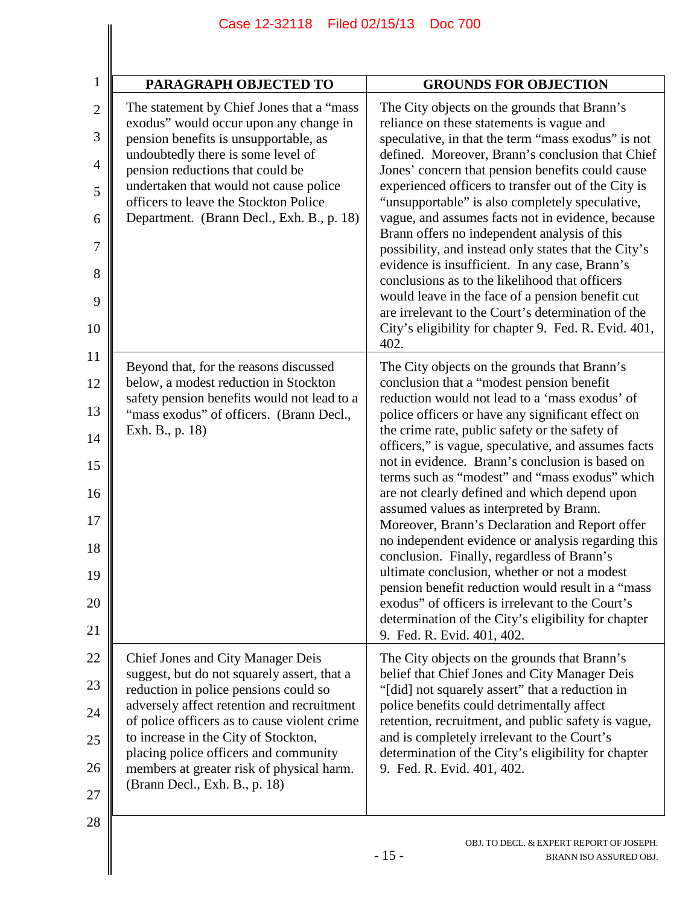| PARAGRAPH OBJECTED TO | GROUNDS FOR OBJECTION |
|---|---|
| The statement by Chief Jones that a "mass exodus" would occur upon any change in pension benefits is unsupportable, as undoubtedly there is some level of pension reductions that could be undertaken that would not cause police officers to leave the Stockton Police Department. (Brann Decl., Exh. B., p. 18) | The City objects on the grounds that Brann's reliance on these statements is vague and speculative, in that the term "mass exodus" is not defined. Moreover, Brann's conclusion that Chief Jones' concern that pension benefits could cause experienced officers to transfer out of the City is "unsupportable" is also completely speculative, vague, and assumes facts not in evidence, because Brann offers no independent analysis of this possibility, and instead only states that the City's evidence is insufficient. In any case, Brann's conclusions as to the likelihood that officers would leave in the face of a pension benefit cut are irrelevant to the Court's determination of the City's eligibility for chapter 9. Fed. R. Evid. 401, 402. |
| Beyond that, for the reasons discussed below, a modest reduction in Stockton safety pension benefits would not lead to a "mass exodus" of officers. (Brann Decl., Exh. B., p. 18) | The City objects on the grounds that Brann's conclusion that a "modest pension benefit reduction would not lead to a 'mass exodus' of police officers or have any significant effect on the crime rate, public safety or the safety of officers," is vague, speculative, and assumes facts not in evidence. Brann's conclusion is based on terms such as "modest" and "mass exodus" which are not clearly defined and which depend upon assumed values as interpreted by Brann. Moreover, Brann's Declaration and Report offer no independent evidence or analysis regarding this conclusion. Finally, regardless of Brann's ultimate conclusion, whether or not a modest pension benefit reduction would result in a "mass exodus" of officers is irrelevant to the Court's determination of the City's eligibility for chapter 9. Fed. R. Evid. 401, 402. |
| Chief Jones and City Manager Deis suggest, but do not squarely assert, that a reduction in police pensions could so adversely affect retention and recruitment of police officers as to cause violent crime to increase in the City of Stockton, placing police officers and community members at greater risk of physical harm. (Brann Decl., Exh. B., p. 18) | The City objects on the grounds that Brann's belief that Chief Jones and City Manager Deis "[did] not squarely assert" that a reduction in police benefits could detrimentally affect retention, recruitment, and public safety is vague, and is completely irrelevant to the Court's determination of the City's eligibility for chapter 9. Fed. R. Evid. 401, 402. |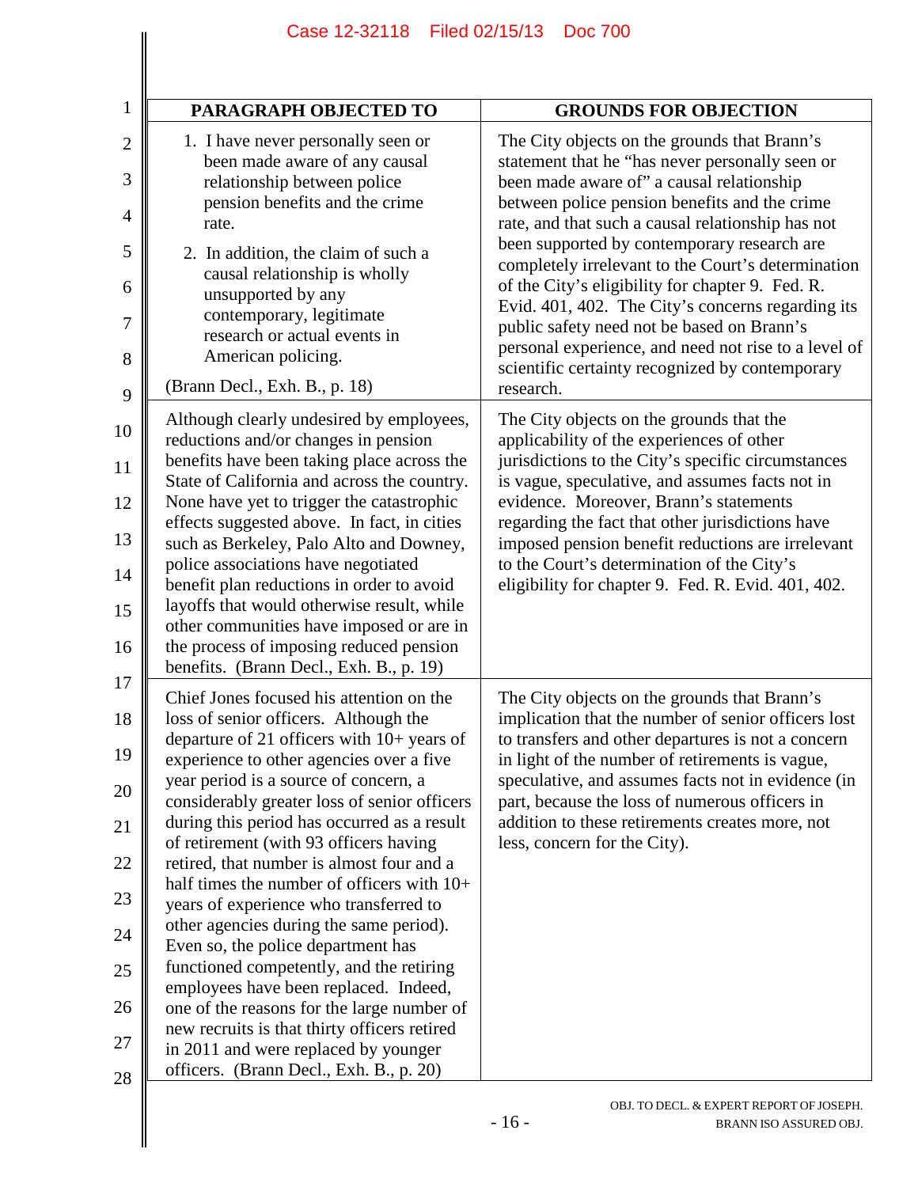| PARAGRAPH OBJECTED TO | GROUNDS FOR OBJECTION |
|---|---|
| 1. I have never personally seen or been made aware of any causal relationship between police pension benefits and the crime rate.<br><br>2. In addition, the claim of such a causal relationship is wholly unsupported by any contemporary, legitimate research or actual events in American policing.<br><br>(Brann Decl., Exh. B., p. 18) | The City objects on the grounds that Brann's statement that he "has never personally seen or been made aware of" a causal relationship between police pension benefits and the crime rate, and that such a causal relationship has not been supported by contemporary research are completely irrelevant to the Court's determination of the City's eligibility for chapter 9. Fed. R. Evid. 401, 402. The City's concerns regarding its public safety need not be based on Brann's personal experience, and need not rise to a level of scientific certainty recognized by contemporary research. |
| Although clearly undesired by employees, reductions and/or changes in pension benefits have been taking place across the State of California and across the country. None have yet to trigger the catastrophic effects suggested above. In fact, in cities such as Berkeley, Palo Alto and Downey, police associations have negotiated benefit plan reductions in order to avoid layoffs that would otherwise result, while other communities have imposed or are in the process of imposing reduced pension benefits. (Brann Decl., Exh. B., p. 19) | The City objects on the grounds that the applicability of the experiences of other jurisdictions to the City's specific circumstances is vague, speculative, and assumes facts not in evidence. Moreover, Brann's statements regarding the fact that other jurisdictions have imposed pension benefit reductions are irrelevant to the Court's determination of the City's eligibility for chapter 9. Fed. R. Evid. 401, 402. |
| Chief Jones focused his attention on the loss of senior officers. Although the departure of 21 officers with 10+ years of experience to other agencies over a five year period is a source of concern, a considerably greater loss of senior officers during this period has occurred as a result of retirement (with 93 officers having retired, that number is almost four and a half times the number of officers with 10+ years of experience who transferred to other agencies during the same period). Even so, the police department has functioned competently, and the retiring employees have been replaced. Indeed, one of the reasons for the large number of new recruits is that thirty officers retired in 2011 and were replaced by younger officers. (Brann Decl., Exh. B., p. 20) | The City objects on the grounds that Brann's implication that the number of senior officers lost to transfers and other departures is not a concern in light of the number of retirements is vague, speculative, and assumes facts not in evidence (in part, because the loss of numerous officers in addition to these retirements creates more, not less, concern for the City). |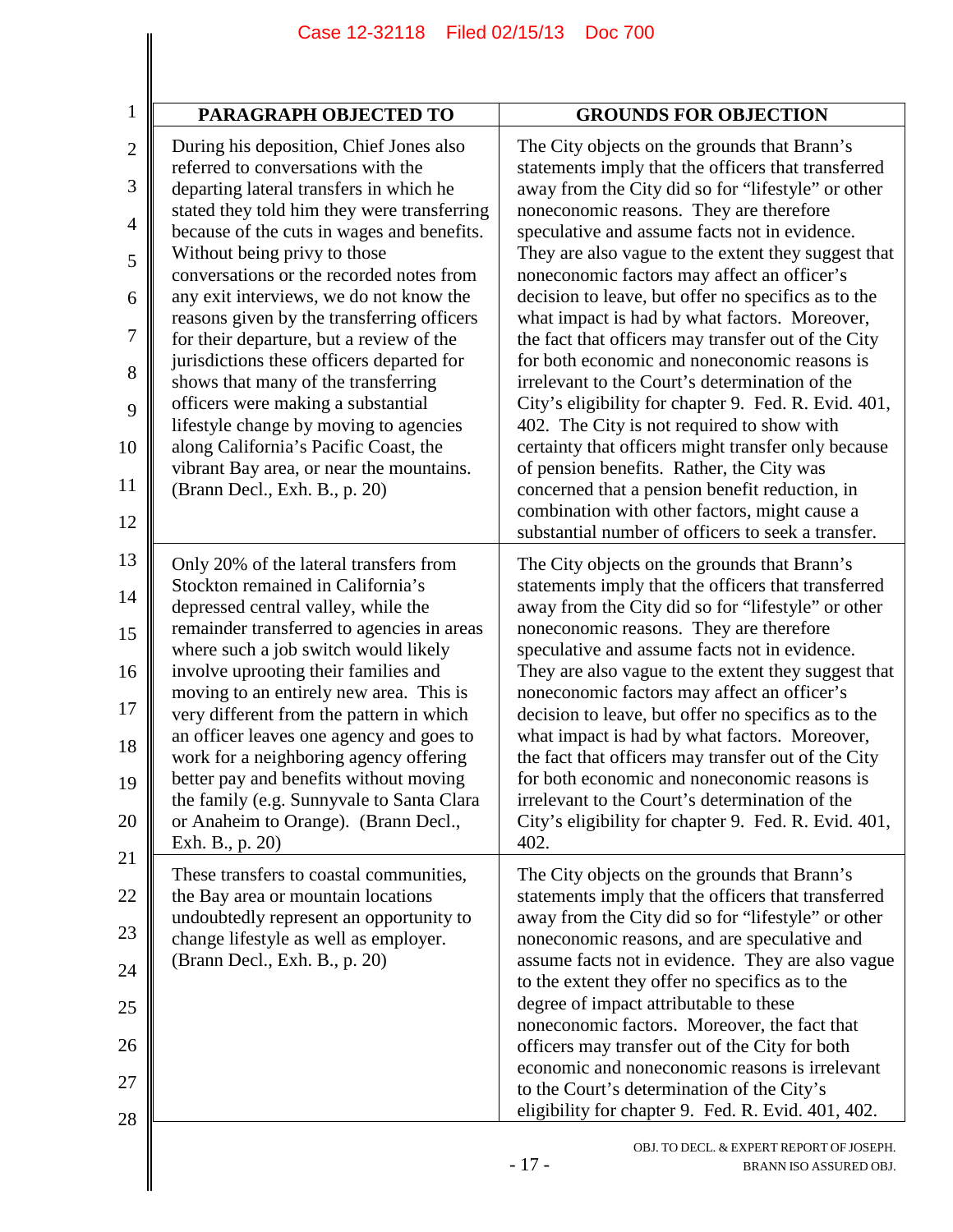| PARAGRAPH OBJECTED TO | GROUNDS FOR OBJECTION |
|---|---|
| During his deposition, Chief Jones also referred to conversations with the departing lateral transfers in which he stated they told him they were transferring because of the cuts in wages and benefits. Without being privy to those conversations or the recorded notes from any exit interviews, we do not know the reasons given by the transferring officers for their departure, but a review of the jurisdictions these officers departed for shows that many of the transferring officers were making a substantial lifestyle change by moving to agencies along California's Pacific Coast, the vibrant Bay area, or near the mountains. (Brann Decl., Exh. B., p. 20) | The City objects on the grounds that Brann's statements imply that the officers that transferred away from the City did so for "lifestyle" or other noneconomic reasons. They are therefore speculative and assume facts not in evidence. They are also vague to the extent they suggest that noneconomic factors may affect an officer's decision to leave, but offer no specifics as to the what impact is had by what factors. Moreover, the fact that officers may transfer out of the City for both economic and noneconomic reasons is irrelevant to the Court's determination of the City's eligibility for chapter 9. Fed. R. Evid. 401, 402. The City is not required to show with certainty that officers might transfer only because of pension benefits. Rather, the City was concerned that a pension benefit reduction, in combination with other factors, might cause a substantial number of officers to seek a transfer. |
| Only 20% of the lateral transfers from Stockton remained in California's depressed central valley, while the remainder transferred to agencies in areas where such a job switch would likely involve uprooting their families and moving to an entirely new area. This is very different from the pattern in which an officer leaves one agency and goes to work for a neighboring agency offering better pay and benefits without moving the family (e.g. Sunnyvale to Santa Clara or Anaheim to Orange). (Brann Decl., Exh. B., p. 20) | The City objects on the grounds that Brann's statements imply that the officers that transferred away from the City did so for "lifestyle" or other noneconomic reasons. They are therefore speculative and assume facts not in evidence. They are also vague to the extent they suggest that noneconomic factors may affect an officer's decision to leave, but offer no specifics as to the what impact is had by what factors. Moreover, the fact that officers may transfer out of the City for both economic and noneconomic reasons is irrelevant to the Court's determination of the City's eligibility for chapter 9. Fed. R. Evid. 401, 402. |
| These transfers to coastal communities, the Bay area or mountain locations undoubtedly represent an opportunity to change lifestyle as well as employer. (Brann Decl., Exh. B., p. 20) | The City objects on the grounds that Brann's statements imply that the officers that transferred away from the City did so for "lifestyle" or other noneconomic reasons, and are speculative and assume facts not in evidence. They are also vague to the extent they offer no specifics as to the degree of impact attributable to these noneconomic factors. Moreover, the fact that officers may transfer out of the City for both economic and noneconomic reasons is irrelevant to the Court's determination of the City's eligibility for chapter 9. Fed. R. Evid. 401, 402. |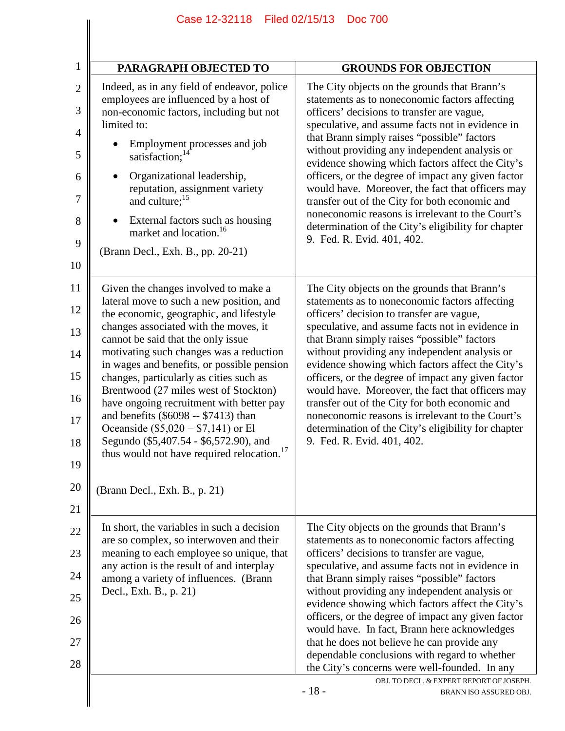| PARAGRAPH OBJECTED TO | GROUNDS FOR OBJECTION |
|---|---|
| Indeed, as in any field of endeavor, police employees are influenced by a host of non-economic factors, including but not limited to:<br>• Employment processes and job satisfaction;[14]<br>• Organizational leadership, reputation, assignment variety and culture;[15]<br>• External factors such as housing market and location.[16]<br>(Brann Decl., Exh. B., pp. 20-21) | The City objects on the grounds that Brann's statements as to noneconomic factors affecting officers' decisions to transfer are vague, speculative, and assume facts not in evidence in that Brann simply raises "possible" factors without providing any independent analysis or evidence showing which factors affect the City's officers, or the degree of impact any given factor would have. Moreover, the fact that officers may transfer out of the City for both economic and noneconomic reasons is irrelevant to the Court's determination of the City's eligibility for chapter 9. Fed. R. Evid. 401, 402. |
| Given the changes involved to make a lateral move to such a new position, and the economic, geographic, and lifestyle changes associated with the moves, it cannot be said that the only issue motivating such changes was a reduction in wages and benefits, or possible pension changes, particularly as cities such as Brentwood (27 miles west of Stockton) have ongoing recruitment with better pay and benefits ($6098 -- $7413) than Oceanside ($5,020 − $7,141) or El Segundo ($5,407.54 - $6,572.90), and thus would not have required relocation.[17]<br><br>(Brann Decl., Exh. B., p. 21) | The City objects on the grounds that Brann's statements as to noneconomic factors affecting officers' decision to transfer are vague, speculative, and assume facts not in evidence in that Brann simply raises "possible" factors without providing any independent analysis or evidence showing which factors affect the City's officers, or the degree of impact any given factor would have. Moreover, the fact that officers may transfer out of the City for both economic and noneconomic reasons is irrelevant to the Court's determination of the City's eligibility for chapter 9. Fed. R. Evid. 401, 402. |
| In short, the variables in such a decision are so complex, so interwoven and their meaning to each employee so unique, that any action is the result of and interplay among a variety of influences. (Brann Decl., Exh. B., p. 21) | The City objects on the grounds that Brann's statements as to noneconomic factors affecting officers' decisions to transfer are vague, speculative, and assume facts not in evidence in that Brann simply raises "possible" factors without providing any independent analysis or evidence showing which factors affect the City's officers, or the degree of impact any given factor would have. In fact, Brann here acknowledges that he does not believe he can provide any dependable conclusions with regard to whether the City's concerns were well-founded. In any |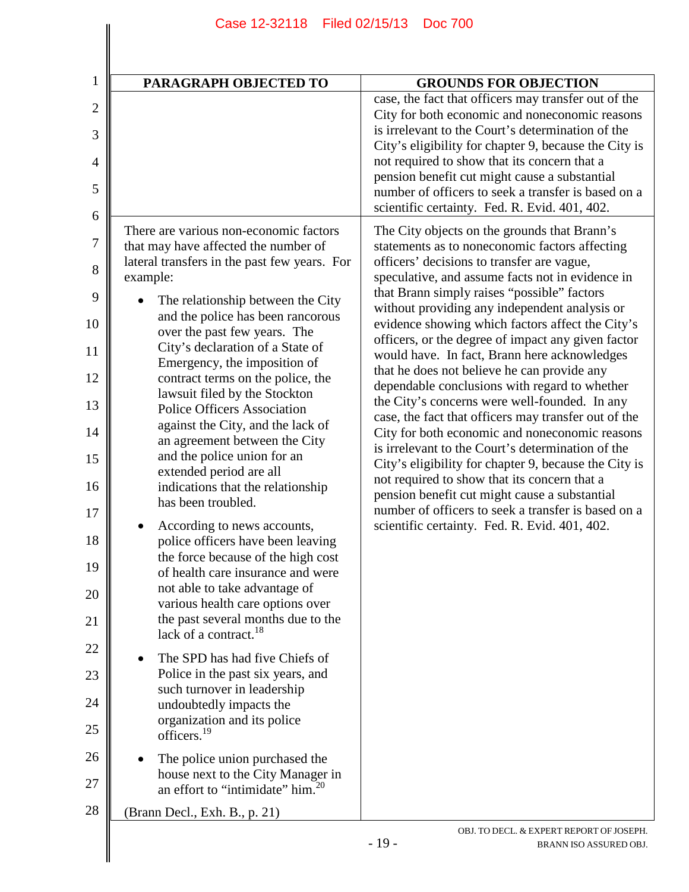| PARAGRAPH OBJECTED TO | GROUNDS FOR OBJECTION |
|---|---|
| | case, the fact that officers may transfer out of the City for both economic and noneconomic reasons is irrelevant to the Court's determination of the City's eligibility for chapter 9, because the City is not required to show that its concern that a pension benefit cut might cause a substantial number of officers to seek a transfer is based on a scientific certainty. Fed. R. Evid. 401, 402. |
| There are various non-economic factors that may have affected the number of lateral transfers in the past few years. For example: <br>• The relationship between the City and the police has been rancorous over the past few years. The City's declaration of a State of Emergency, the imposition of contract terms on the police, the lawsuit filed by the Stockton Police Officers Association against the City, and the lack of an agreement between the City and the police union for an extended period are all indications that the relationship has been troubled. <br>• According to news accounts, police officers have been leaving the force because of the high cost of health care insurance and were not able to take advantage of various health care options over the past several months due to the lack of a contract.[18] <br>• The SPD has had five Chiefs of Police in the past six years, and such turnover in leadership undoubtedly impacts the organization and its police officers.[19] <br>• The police union purchased the house next to the City Manager in an effort to "intimidate" him.[20] <br>(Brann Decl., Exh. B., p. 21) | The City objects on the grounds that Brann's statements as to noneconomic factors affecting officers' decisions to transfer are vague, speculative, and assume facts not in evidence in that Brann simply raises "possible" factors without providing any independent analysis or evidence showing which factors affect the City's officers, or the degree of impact any given factor would have. In fact, Brann here acknowledges that he does not believe he can provide any dependable conclusions with regard to whether the City's concerns were well-founded. In any case, the fact that officers may transfer out of the City for both economic and noneconomic reasons is irrelevant to the Court's determination of the City's eligibility for chapter 9, because the City is not required to show that its concern that a pension benefit cut might cause a substantial number of officers to seek a transfer is based on a scientific certainty. Fed. R. Evid. 401, 402. |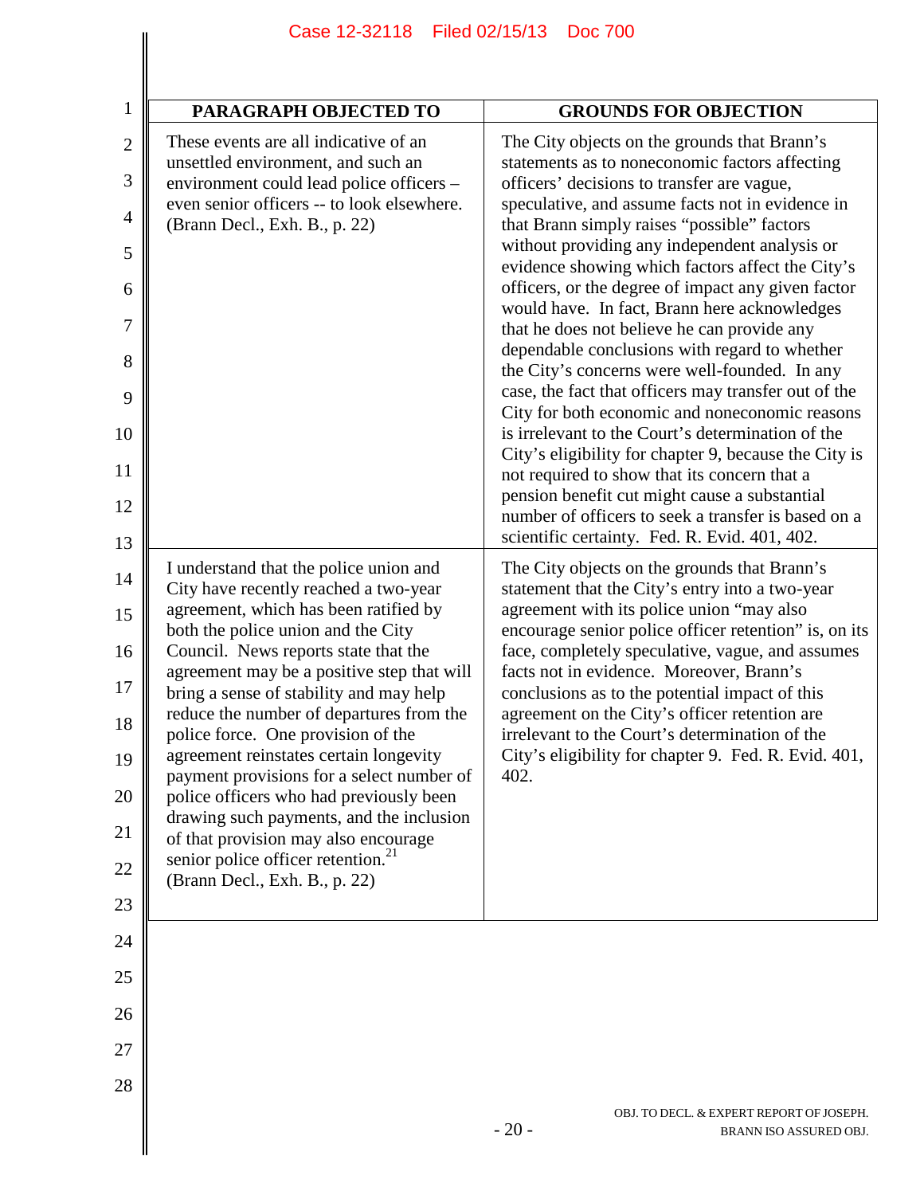| PARAGRAPH OBJECTED TO | GROUNDS FOR OBJECTION |
|---|---|
| These events are all indicative of an unsettled environment, and such an environment could lead police officers – even senior officers -- to look elsewhere. (Brann Decl., Exh. B., p. 22) | The City objects on the grounds that Brann's statements as to noneconomic factors affecting officers' decisions to transfer are vague, speculative, and assume facts not in evidence in that Brann simply raises "possible" factors without providing any independent analysis or evidence showing which factors affect the City's officers, or the degree of impact any given factor would have. In fact, Brann here acknowledges that he does not believe he can provide any dependable conclusions with regard to whether the City's concerns were well-founded. In any case, the fact that officers may transfer out of the City for both economic and noneconomic reasons is irrelevant to the Court's determination of the City's eligibility for chapter 9, because the City is not required to show that its concern that a pension benefit cut might cause a substantial number of officers to seek a transfer is based on a scientific certainty. Fed. R. Evid. 401, 402. |
| I understand that the police union and City have recently reached a two-year agreement, which has been ratified by both the police union and the City Council. News reports state that the agreement may be a positive step that will bring a sense of stability and may help reduce the number of departures from the police force. One provision of the agreement reinstates certain longevity payment provisions for a select number of police officers who had previously been drawing such payments, and the inclusion of that provision may also encourage senior police officer retention.[21] (Brann Decl., Exh. B., p. 22) | The City objects on the grounds that Brann's statement that the City's entry into a two-year agreement with its police union "may also encourage senior police officer retention" is, on its face, completely speculative, vague, and assumes facts not in evidence. Moreover, Brann's conclusions as to the potential impact of this agreement on the City's officer retention are irrelevant to the Court's determination of the City's eligibility for chapter 9. Fed. R. Evid. 401, 402. |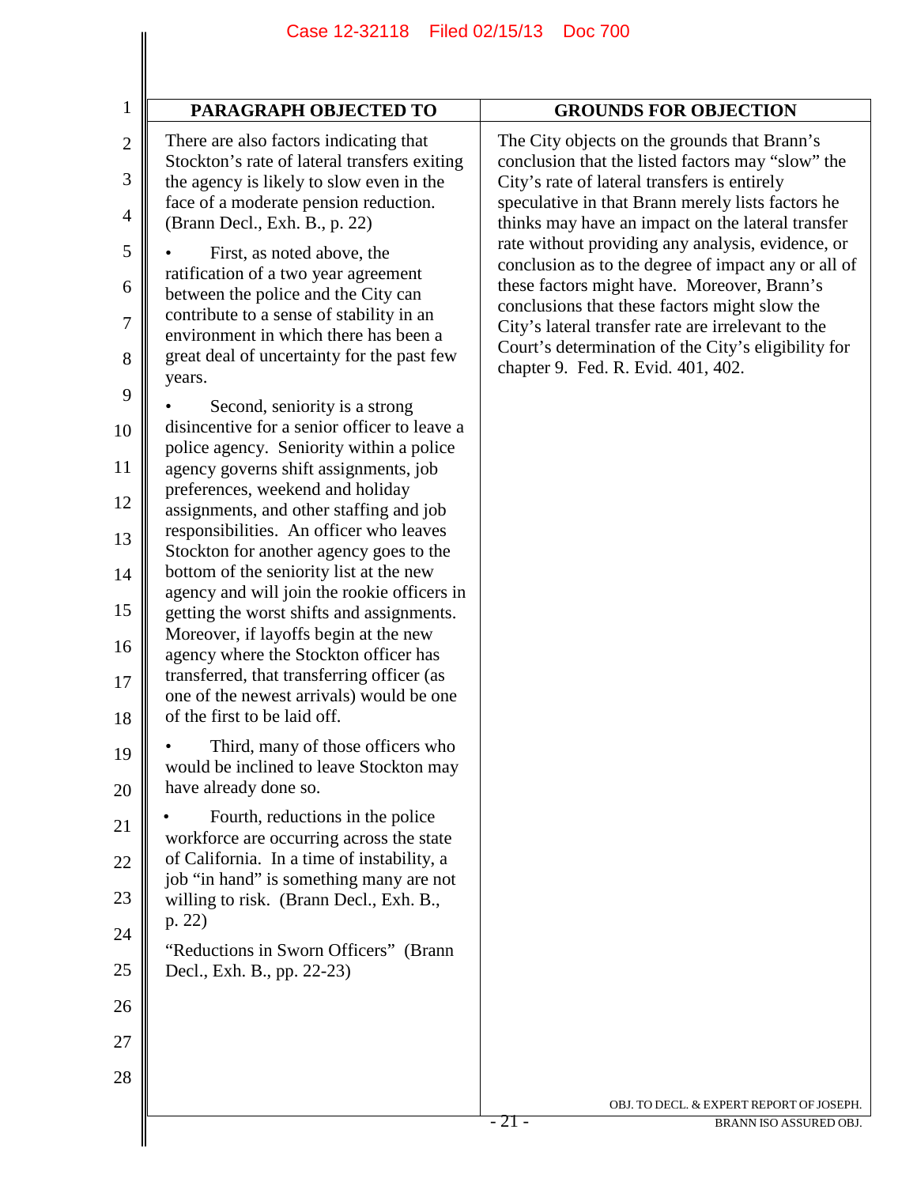| PARAGRAPH OBJECTED TO | GROUNDS FOR OBJECTION |
|---|---|
| There are also factors indicating that Stockton's rate of lateral transfers exiting the agency is likely to slow even in the face of a moderate pension reduction. (Brann Decl., Exh. B., p. 22)<br><br>• First, as noted above, the ratification of a two year agreement between the police and the City can contribute to a sense of stability in an environment in which there has been a great deal of uncertainty for the past few years.<br><br>• Second, seniority is a strong disincentive for a senior officer to leave a police agency. Seniority within a police agency governs shift assignments, job preferences, weekend and holiday assignments, and other staffing and job responsibilities. An officer who leaves Stockton for another agency goes to the bottom of the seniority list at the new agency and will join the rookie officers in getting the worst shifts and assignments. Moreover, if layoffs begin at the new agency where the Stockton officer has transferred, that transferring officer (as one of the newest arrivals) would be one of the first to be laid off.<br><br>• Third, many of those officers who would be inclined to leave Stockton may have already done so.<br><br>• Fourth, reductions in the police workforce are occurring across the state of California. In a time of instability, a job "in hand" is something many are not willing to risk. (Brann Decl., Exh. B., p. 22)<br><br>"Reductions in Sworn Officers" (Brann Decl., Exh. B., pp. 22-23) | The City objects on the grounds that Brann's conclusion that the listed factors may "slow" the City's rate of lateral transfers is entirely speculative in that Brann merely lists factors he thinks may have an impact on the lateral transfer rate without providing any analysis, evidence, or conclusion as to the degree of impact any or all of these factors might have. Moreover, Brann's conclusions that these factors might slow the City's lateral transfer rate are irrelevant to the Court's determination of the City's eligibility for chapter 9. Fed. R. Evid. 401, 402. |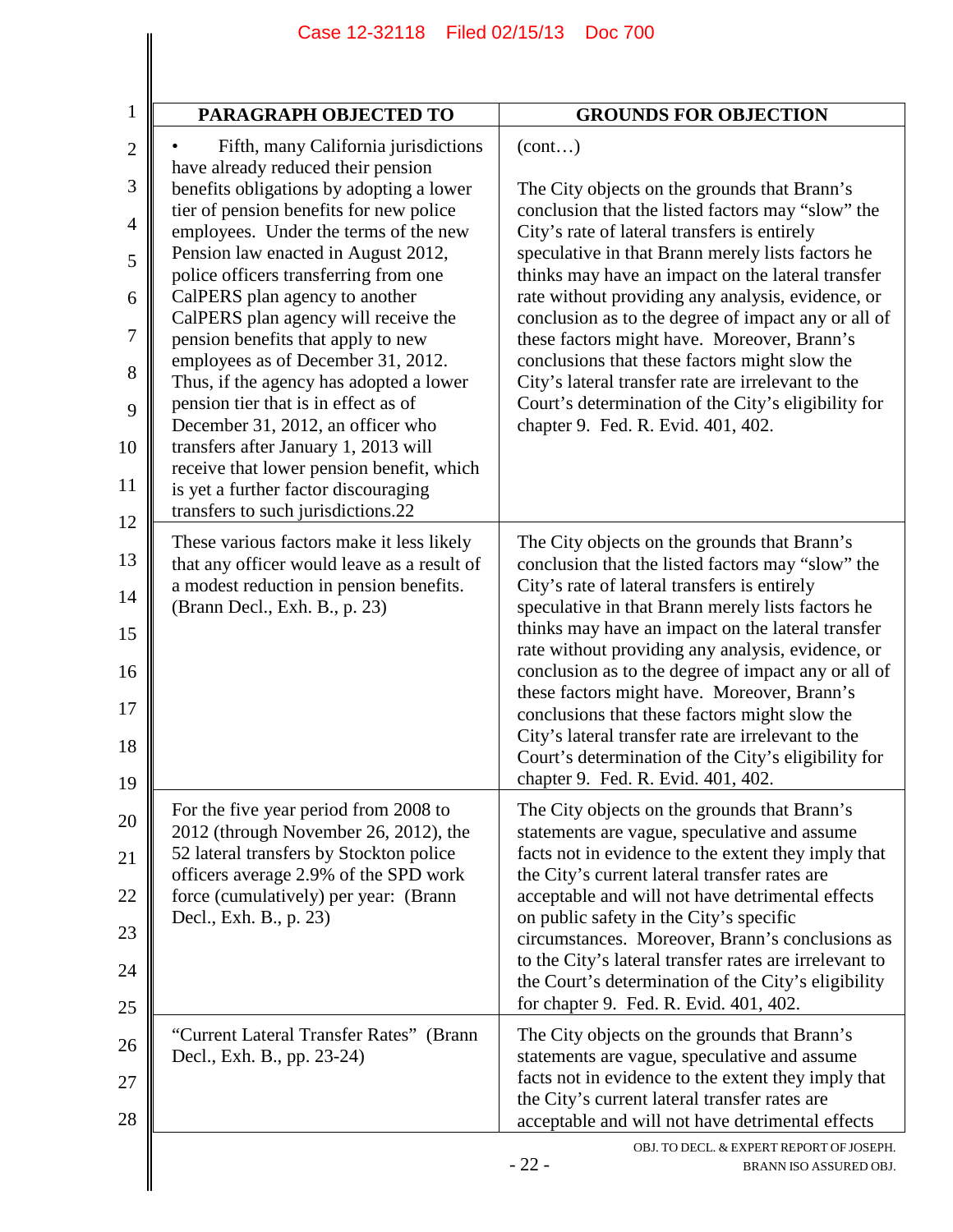| PARAGRAPH OBJECTED TO | GROUNDS FOR OBJECTION |
|---|---|
| • Fifth, many California jurisdictions have already reduced their pension benefits obligations by adopting a lower tier of pension benefits for new police employees. Under the terms of the new Pension law enacted in August 2012, police officers transferring from one CalPERS plan agency to another CalPERS plan agency will receive the pension benefits that apply to new employees as of December 31, 2012. Thus, if the agency has adopted a lower pension tier that is in effect as of December 31, 2012, an officer who transfers after January 1, 2013 will receive that lower pension benefit, which is yet a further factor discouraging transfers to such jurisdictions.22 | (cont…)<br><br>The City objects on the grounds that Brann's conclusion that the listed factors may "slow" the City's rate of lateral transfers is entirely speculative in that Brann merely lists factors he thinks may have an impact on the lateral transfer rate without providing any analysis, evidence, or conclusion as to the degree of impact any or all of these factors might have. Moreover, Brann's conclusions that these factors might slow the City's lateral transfer rate are irrelevant to the Court's determination of the City's eligibility for chapter 9. Fed. R. Evid. 401, 402. |
| These various factors make it less likely that any officer would leave as a result of a modest reduction in pension benefits. (Brann Decl., Exh. B., p. 23) | The City objects on the grounds that Brann's conclusion that the listed factors may "slow" the City's rate of lateral transfers is entirely speculative in that Brann merely lists factors he thinks may have an impact on the lateral transfer rate without providing any analysis, evidence, or conclusion as to the degree of impact any or all of these factors might have. Moreover, Brann's conclusions that these factors might slow the City's lateral transfer rate are irrelevant to the Court's determination of the City's eligibility for chapter 9. Fed. R. Evid. 401, 402. |
| For the five year period from 2008 to 2012 (through November 26, 2012), the 52 lateral transfers by Stockton police officers average 2.9% of the SPD work force (cumulatively) per year: (Brann Decl., Exh. B., p. 23) | The City objects on the grounds that Brann's statements are vague, speculative and assume facts not in evidence to the extent they imply that the City's current lateral transfer rates are acceptable and will not have detrimental effects on public safety in the City's specific circumstances. Moreover, Brann's conclusions as to the City's lateral transfer rates are irrelevant to the Court's determination of the City's eligibility for chapter 9. Fed. R. Evid. 401, 402. |
| "Current Lateral Transfer Rates" (Brann Decl., Exh. B., pp. 23-24) | The City objects on the grounds that Brann's statements are vague, speculative and assume facts not in evidence to the extent they imply that the City's current lateral transfer rates are acceptable and will not have detrimental effects |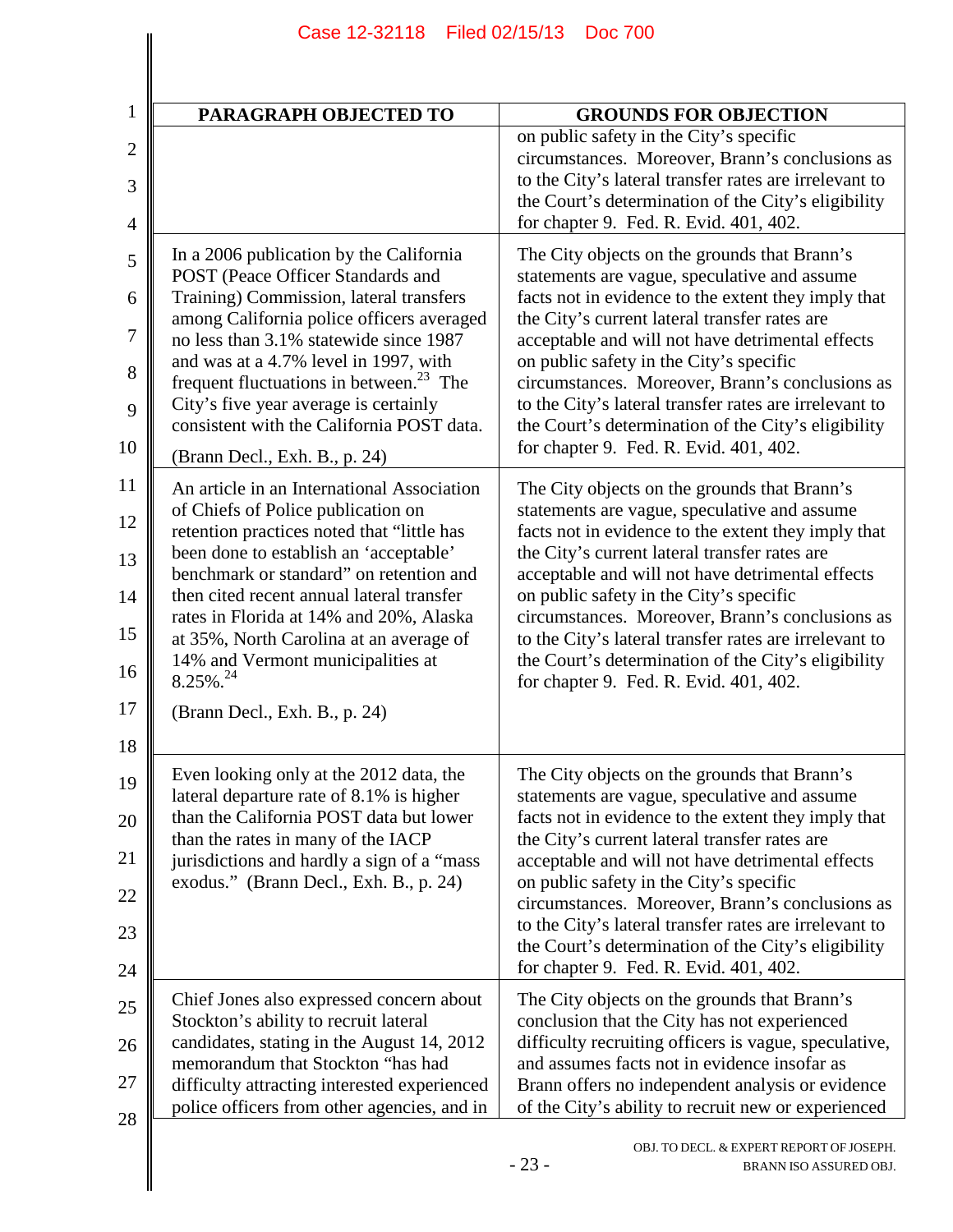| PARAGRAPH OBJECTED TO | GROUNDS FOR OBJECTION |
|---|---|
| | on public safety in the City's specific circumstances. Moreover, Brann's conclusions as to the City's lateral transfer rates are irrelevant to the Court's determination of the City's eligibility for chapter 9. Fed. R. Evid. 401, 402. |
| In a 2006 publication by the California POST (Peace Officer Standards and Training) Commission, lateral transfers among California police officers averaged no less than 3.1% statewide since 1987 and was at a 4.7% level in 1997, with frequent fluctuations in between.[23] The City's five year average is certainly consistent with the California POST data. (Brann Decl., Exh. B., p. 24) | The City objects on the grounds that Brann's statements are vague, speculative and assume facts not in evidence to the extent they imply that the City's current lateral transfer rates are acceptable and will not have detrimental effects on public safety in the City's specific circumstances. Moreover, Brann's conclusions as to the City's lateral transfer rates are irrelevant to the Court's determination of the City's eligibility for chapter 9. Fed. R. Evid. 401, 402. |
| An article in an International Association of Chiefs of Police publication on retention practices noted that "little has been done to establish an 'acceptable' benchmark or standard" on retention and then cited recent annual lateral transfer rates in Florida at 14% and 20%, Alaska at 35%, North Carolina at an average of 14% and Vermont municipalities at 8.25%.[24] (Brann Decl., Exh. B., p. 24) | The City objects on the grounds that Brann's statements are vague, speculative and assume facts not in evidence to the extent they imply that the City's current lateral transfer rates are acceptable and will not have detrimental effects on public safety in the City's specific circumstances. Moreover, Brann's conclusions as to the City's lateral transfer rates are irrelevant to the Court's determination of the City's eligibility for chapter 9. Fed. R. Evid. 401, 402. |
| Even looking only at the 2012 data, the lateral departure rate of 8.1% is higher than the California POST data but lower than the rates in many of the IACP jurisdictions and hardly a sign of a "mass exodus." (Brann Decl., Exh. B., p. 24) | The City objects on the grounds that Brann's statements are vague, speculative and assume facts not in evidence to the extent they imply that the City's current lateral transfer rates are acceptable and will not have detrimental effects on public safety in the City's specific circumstances. Moreover, Brann's conclusions as to the City's lateral transfer rates are irrelevant to the Court's determination of the City's eligibility for chapter 9. Fed. R. Evid. 401, 402. |
| Chief Jones also expressed concern about Stockton's ability to recruit lateral candidates, stating in the August 14, 2012 memorandum that Stockton "has had difficulty attracting interested experienced police officers from other agencies, and in | The City objects on the grounds that Brann's conclusion that the City has not experienced difficulty recruiting officers is vague, speculative, and assumes facts not in evidence insofar as Brann offers no independent analysis or evidence of the City's ability to recruit new or experienced |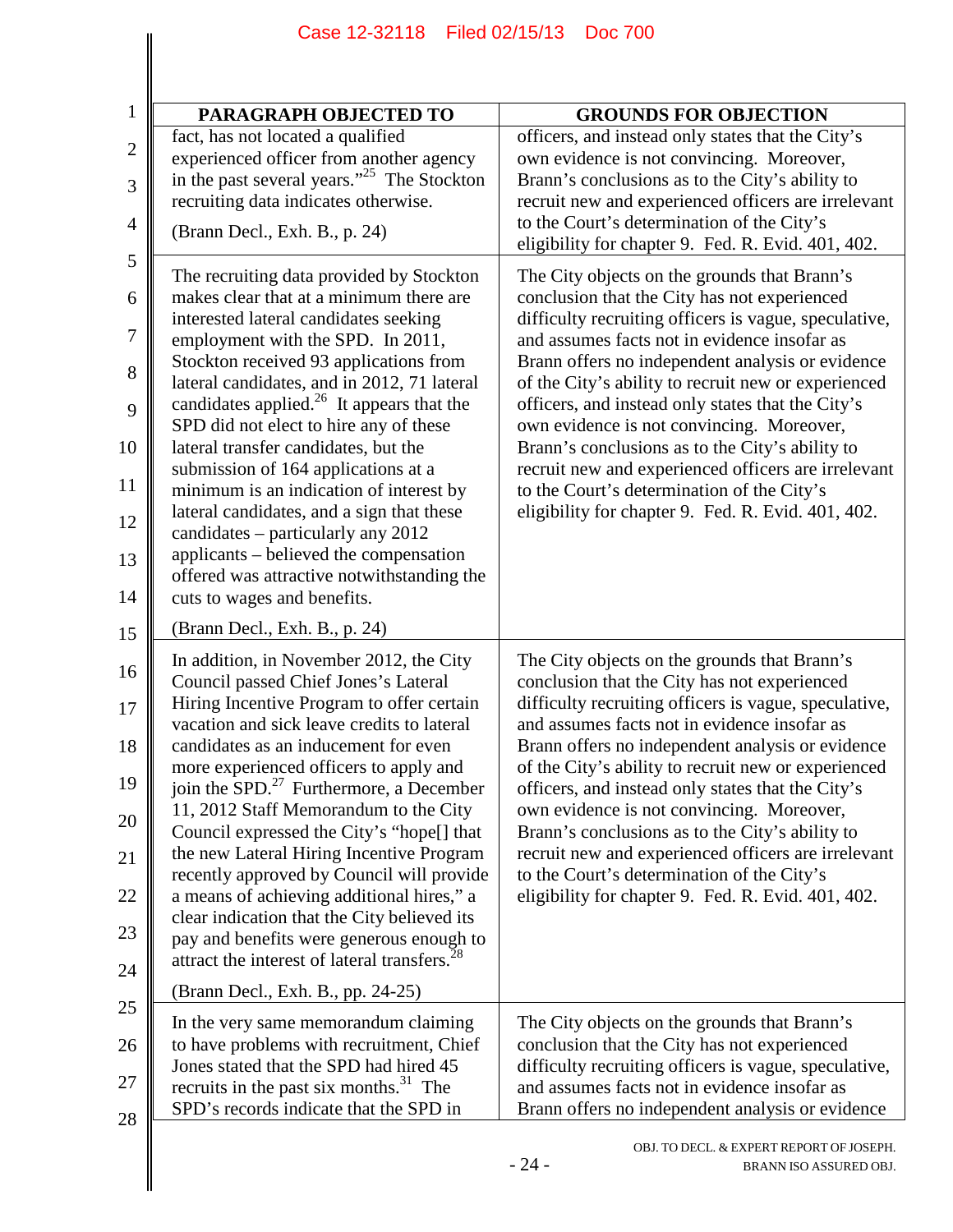| PARAGRAPH OBJECTED TO | GROUNDS FOR OBJECTION |
| --- | --- |
| fact, has not located a qualified experienced officer from another agency in the past several years."[25] The Stockton recruiting data indicates otherwise.<br><br>(Brann Decl., Exh. B., p. 24) | officers, and instead only states that the City's own evidence is not convincing. Moreover, Brann's conclusions as to the City's ability to recruit new and experienced officers are irrelevant to the Court's determination of the City's eligibility for chapter 9. Fed. R. Evid. 401, 402. |
| The recruiting data provided by Stockton makes clear that at a minimum there are interested lateral candidates seeking employment with the SPD. In 2011, Stockton received 93 applications from lateral candidates, and in 2012, 71 lateral candidates applied.[26] It appears that the SPD did not elect to hire any of these lateral transfer candidates, but the submission of 164 applications at a minimum is an indication of interest by lateral candidates, and a sign that these candidates – particularly any 2012 applicants – believed the compensation offered was attractive notwithstanding the cuts to wages and benefits.<br><br>(Brann Decl., Exh. B., p. 24) | The City objects on the grounds that Brann's conclusion that the City has not experienced difficulty recruiting officers is vague, speculative, and assumes facts not in evidence insofar as Brann offers no independent analysis or evidence of the City's ability to recruit new or experienced officers, and instead only states that the City's own evidence is not convincing. Moreover, Brann's conclusions as to the City's ability to recruit new and experienced officers are irrelevant to the Court's determination of the City's eligibility for chapter 9. Fed. R. Evid. 401, 402. |
| In addition, in November 2012, the City Council passed Chief Jones's Lateral Hiring Incentive Program to offer certain vacation and sick leave credits to lateral candidates as an inducement for even more experienced officers to apply and join the SPD.[27] Furthermore, a December 11, 2012 Staff Memorandum to the City Council expressed the City's "hope[] that the new Lateral Hiring Incentive Program recently approved by Council will provide a means of achieving additional hires," a clear indication that the City believed its pay and benefits were generous enough to attract the interest of lateral transfers.[28]<br><br>(Brann Decl., Exh. B., pp. 24-25) | The City objects on the grounds that Brann's conclusion that the City has not experienced difficulty recruiting officers is vague, speculative, and assumes facts not in evidence insofar as Brann offers no independent analysis or evidence of the City's ability to recruit new or experienced officers, and instead only states that the City's own evidence is not convincing. Moreover, Brann's conclusions as to the City's ability to recruit new and experienced officers are irrelevant to the Court's determination of the City's eligibility for chapter 9. Fed. R. Evid. 401, 402. |
| In the very same memorandum claiming to have problems with recruitment, Chief Jones stated that the SPD had hired 45 recruits in the past six months.[31] The SPD's records indicate that the SPD in | The City objects on the grounds that Brann's conclusion that the City has not experienced difficulty recruiting officers is vague, speculative, and assumes facts not in evidence insofar as Brann offers no independent analysis or evidence |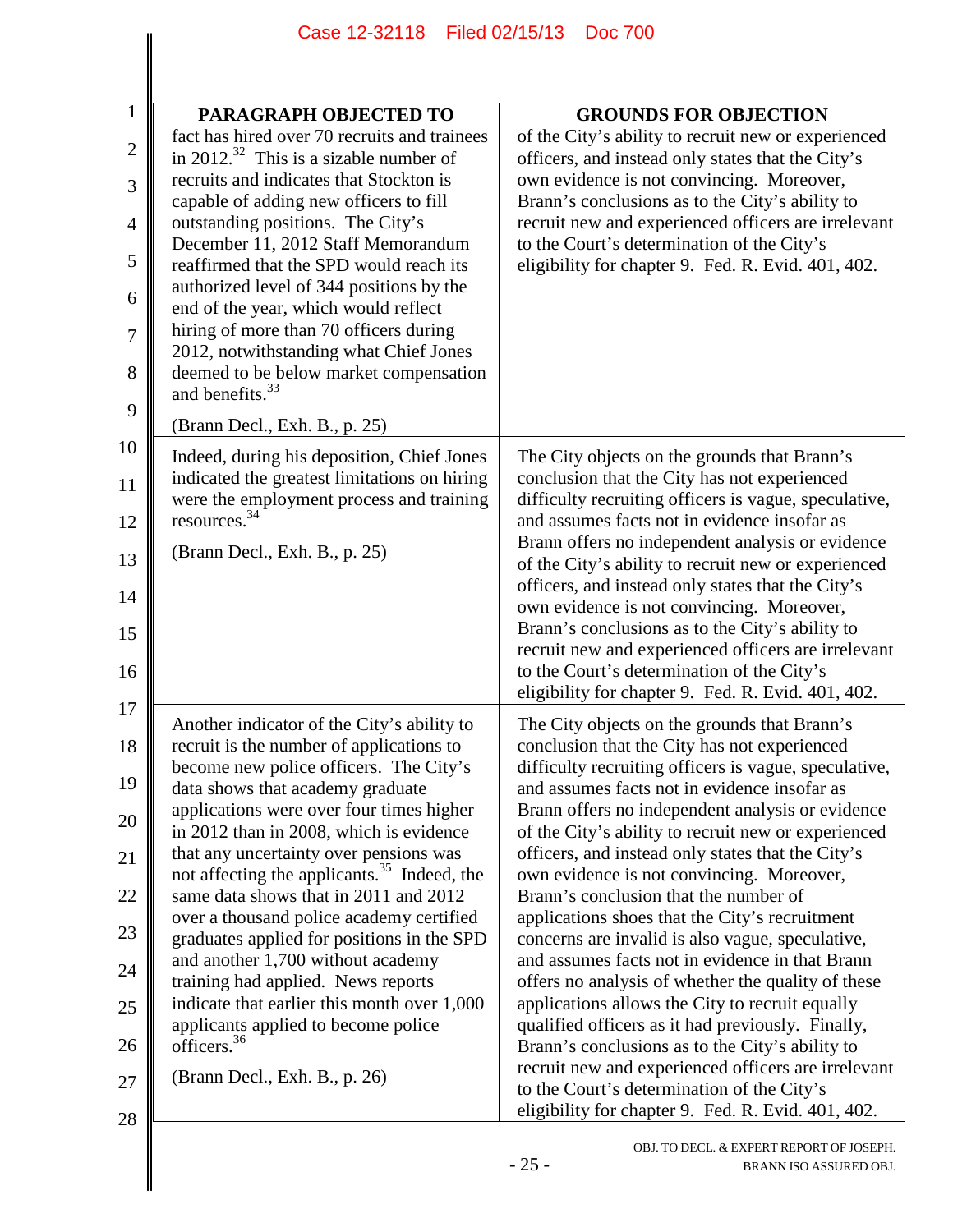| PARAGRAPH OBJECTED TO | GROUNDS FOR OBJECTION |
|---|---|
| fact has hired over 70 recruits and trainees in 2012.[32] This is a sizable number of recruits and indicates that Stockton is capable of adding new officers to fill outstanding positions. The City's December 11, 2012 Staff Memorandum reaffirmed that the SPD would reach its authorized level of 344 positions by the end of the year, which would reflect hiring of more than 70 officers during 2012, notwithstanding what Chief Jones deemed to be below market compensation and benefits.[33] (Brann Decl., Exh. B., p. 25) | of the City's ability to recruit new or experienced officers, and instead only states that the City's own evidence is not convincing. Moreover, Brann's conclusions as to the City's ability to recruit new and experienced officers are irrelevant to the Court's determination of the City's eligibility for chapter 9. Fed. R. Evid. 401, 402. |
| Indeed, during his deposition, Chief Jones indicated the greatest limitations on hiring were the employment process and training resources.[34] (Brann Decl., Exh. B., p. 25) | The City objects on the grounds that Brann's conclusion that the City has not experienced difficulty recruiting officers is vague, speculative, and assumes facts not in evidence insofar as Brann offers no independent analysis or evidence of the City's ability to recruit new or experienced officers, and instead only states that the City's own evidence is not convincing. Moreover, Brann's conclusions as to the City's ability to recruit new and experienced officers are irrelevant to the Court's determination of the City's eligibility for chapter 9. Fed. R. Evid. 401, 402. |
| Another indicator of the City's ability to recruit is the number of applications to become new police officers. The City's data shows that academy graduate applications were over four times higher in 2012 than in 2008, which is evidence that any uncertainty over pensions was not affecting the applicants.[35] Indeed, the same data shows that in 2011 and 2012 over a thousand police academy certified graduates applied for positions in the SPD and another 1,700 without academy training had applied. News reports indicate that earlier this month over 1,000 applicants applied to become police officers.[36] (Brann Decl., Exh. B., p. 26) | The City objects on the grounds that Brann's conclusion that the City has not experienced difficulty recruiting officers is vague, speculative, and assumes facts not in evidence insofar as Brann offers no independent analysis or evidence of the City's ability to recruit new or experienced officers, and instead only states that the City's own evidence is not convincing. Moreover, Brann's conclusion that the number of applications shoes that the City's recruitment concerns are invalid is also vague, speculative, and assumes facts not in evidence in that Brann offers no analysis of whether the quality of these applications allows the City to recruit equally qualified officers as it had previously. Finally, Brann's conclusions as to the City's ability to recruit new and experienced officers are irrelevant to the Court's determination of the City's eligibility for chapter 9. Fed. R. Evid. 401, 402. |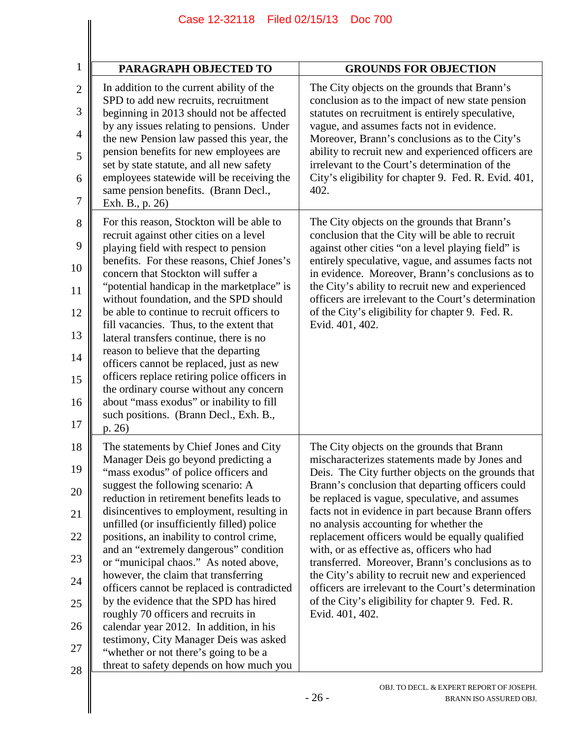| PARAGRAPH OBJECTED TO | GROUNDS FOR OBJECTION |
|---|---|
| In addition to the current ability of the SPD to add new recruits, recruitment beginning in 2013 should not be affected by any issues relating to pensions. Under the new Pension law passed this year, the pension benefits for new employees are set by state statute, and all new safety employees statewide will be receiving the same pension benefits. (Brann Decl., Exh. B., p. 26) | The City objects on the grounds that Brann's conclusion as to the impact of new state pension statutes on recruitment is entirely speculative, vague, and assumes facts not in evidence. Moreover, Brann's conclusions as to the City's ability to recruit new and experienced officers are irrelevant to the Court's determination of the City's eligibility for chapter 9. Fed. R. Evid. 401, 402. |
| For this reason, Stockton will be able to recruit against other cities on a level playing field with respect to pension benefits. For these reasons, Chief Jones's concern that Stockton will suffer a "potential handicap in the marketplace" is without foundation, and the SPD should be able to continue to recruit officers to fill vacancies. Thus, to the extent that lateral transfers continue, there is no reason to believe that the departing officers cannot be replaced, just as new officers replace retiring police officers in the ordinary course without any concern about "mass exodus" or inability to fill such positions. (Brann Decl., Exh. B., p. 26) | The City objects on the grounds that Brann's conclusion that the City will be able to recruit against other cities "on a level playing field" is entirely speculative, vague, and assumes facts not in evidence. Moreover, Brann's conclusions as to the City's ability to recruit new and experienced officers are irrelevant to the Court's determination of the City's eligibility for chapter 9. Fed. R. Evid. 401, 402. |
| The statements by Chief Jones and City Manager Deis go beyond predicting a "mass exodus" of police officers and suggest the following scenario: A reduction in retirement benefits leads to disincentives to employment, resulting in unfilled (or insufficiently filled) police positions, an inability to control crime, and an "extremely dangerous" condition or "municipal chaos." As noted above, however, the claim that transferring officers cannot be replaced is contradicted by the evidence that the SPD has hired roughly 70 officers and recruits in calendar year 2012. In addition, in his testimony, City Manager Deis was asked "whether or not there's going to be a threat to safety depends on how much you | The City objects on the grounds that Brann mischaracterizes statements made by Jones and Deis. The City further objects on the grounds that Brann's conclusion that departing officers could be replaced is vague, speculative, and assumes facts not in evidence in part because Brann offers no analysis accounting for whether the replacement officers would be equally qualified with, or as effective as, officers who had transferred. Moreover, Brann's conclusions as to the City's ability to recruit new and experienced officers are irrelevant to the Court's determination of the City's eligibility for chapter 9. Fed. R. Evid. 401, 402. |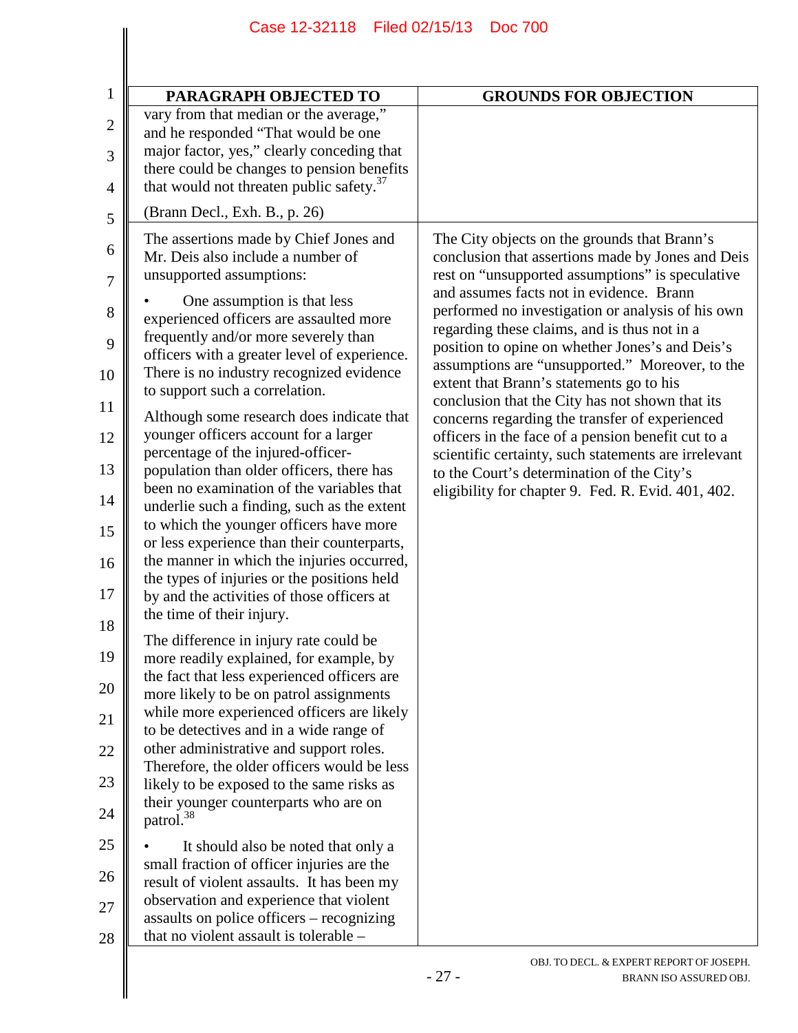| PARAGRAPH OBJECTED TO | GROUNDS FOR OBJECTION |
|---|---|
| vary from that median or the average," and he responded "That would be one major factor, yes," clearly conceding that there could be changes to pension benefits that would not threaten public safety.[37] (Brann Decl., Exh. B., p. 26) | |
| The assertions made by Chief Jones and Mr. Deis also include a number of unsupported assumptions: • One assumption is that less experienced officers are assaulted more frequently and/or more severely than officers with a greater level of experience. There is no industry recognized evidence to support such a correlation. Although some research does indicate that younger officers account for a larger percentage of the injured-officer-population than older officers, there has been no examination of the variables that underlie such a finding, such as the extent to which the younger officers have more or less experience than their counterparts, the manner in which the injuries occurred, the types of injuries or the positions held by and the activities of those officers at the time of their injury. The difference in injury rate could be more readily explained, for example, by the fact that less experienced officers are more likely to be on patrol assignments while more experienced officers are likely to be detectives and in a wide range of other administrative and support roles. Therefore, the older officers would be less likely to be exposed to the same risks as their younger counterparts who are on patrol.[38] • It should also be noted that only a small fraction of officer injuries are the result of violent assaults. It has been my observation and experience that violent assaults on police officers – recognizing that no violent assault is tolerable – | The City objects on the grounds that Brann's conclusion that assertions made by Jones and Deis rest on "unsupported assumptions" is speculative and assumes facts not in evidence. Brann performed no investigation or analysis of his own regarding these claims, and is thus not in a position to opine on whether Jones's and Deis's assumptions are "unsupported." Moreover, to the extent that Brann's statements go to his conclusion that the City has not shown that its concerns regarding the transfer of experienced officers in the face of a pension benefit cut to a scientific certainty, such statements are irrelevant to the Court's determination of the City's eligibility for chapter 9. Fed. R. Evid. 401, 402. |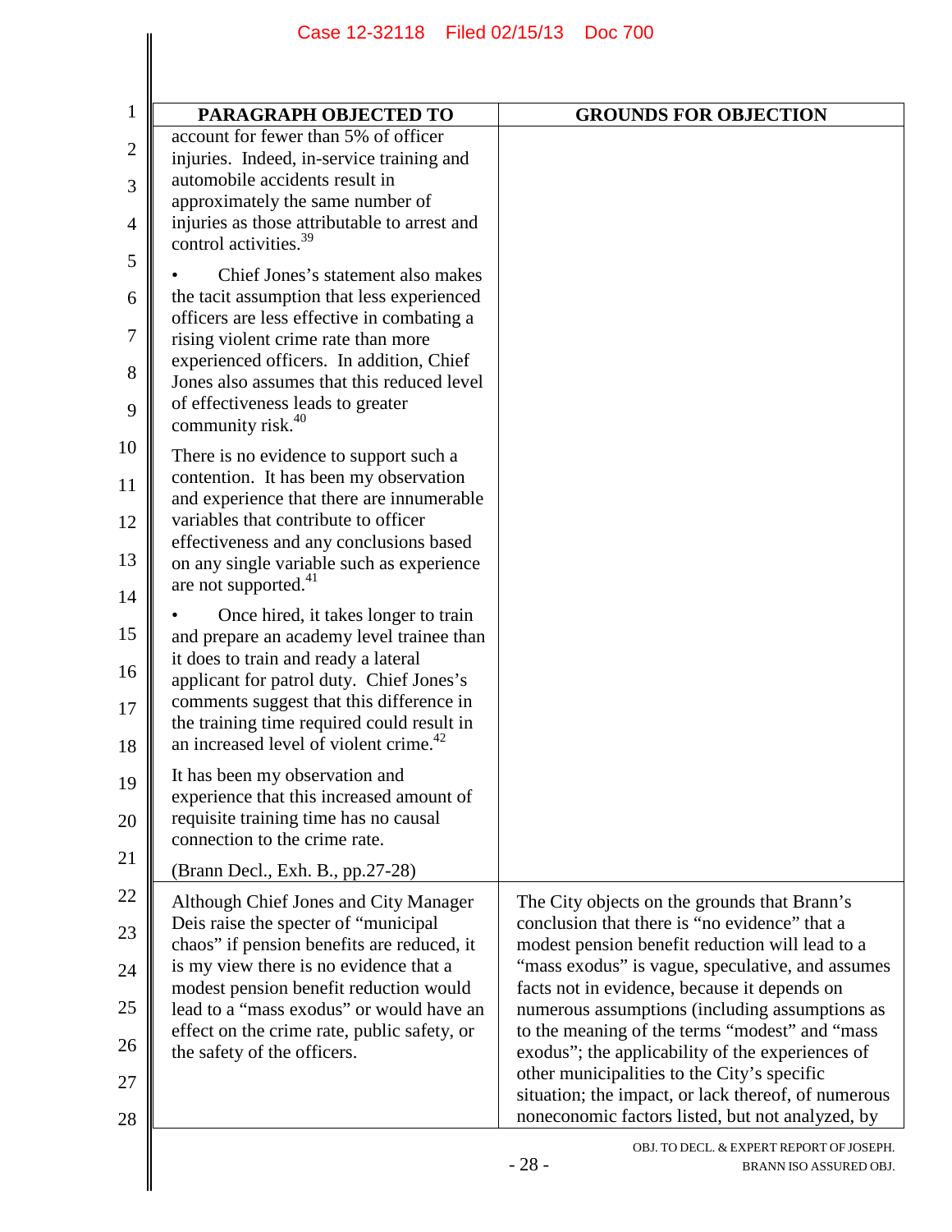| PARAGRAPH OBJECTED TO | GROUNDS FOR OBJECTION |
|---|---|
| account for fewer than 5% of officer injuries. Indeed, in-service training and automobile accidents result in approximately the same number of injuries as those attributable to arrest and control activities.[39]<br><br>• Chief Jones's statement also makes the tacit assumption that less experienced officers are less effective in combating a rising violent crime rate than more experienced officers. In addition, Chief Jones also assumes that this reduced level of effectiveness leads to greater community risk.[40]<br><br>There is no evidence to support such a contention. It has been my observation and experience that there are innumerable variables that contribute to officer effectiveness and any conclusions based on any single variable such as experience are not supported.[41]<br><br>• Once hired, it takes longer to train and prepare an academy level trainee than it does to train and ready a lateral applicant for patrol duty. Chief Jones's comments suggest that this difference in the training time required could result in an increased level of violent crime.[42]<br><br>It has been my observation and experience that this increased amount of requisite training time has no causal connection to the crime rate.<br><br>(Brann Decl., Exh. B., pp.27-28) | |
| Although Chief Jones and City Manager Deis raise the specter of "municipal chaos" if pension benefits are reduced, it is my view there is no evidence that a modest pension benefit reduction would lead to a "mass exodus" or would have an effect on the crime rate, public safety, or the safety of the officers. | The City objects on the grounds that Brann's conclusion that there is "no evidence" that a modest pension benefit reduction will lead to a "mass exodus" is vague, speculative, and assumes facts not in evidence, because it depends on numerous assumptions (including assumptions as to the meaning of the terms "modest" and "mass exodus"; the applicability of the experiences of other municipalities to the City's specific situation; the impact, or lack thereof, of numerous noneconomic factors listed, but not analyzed, by |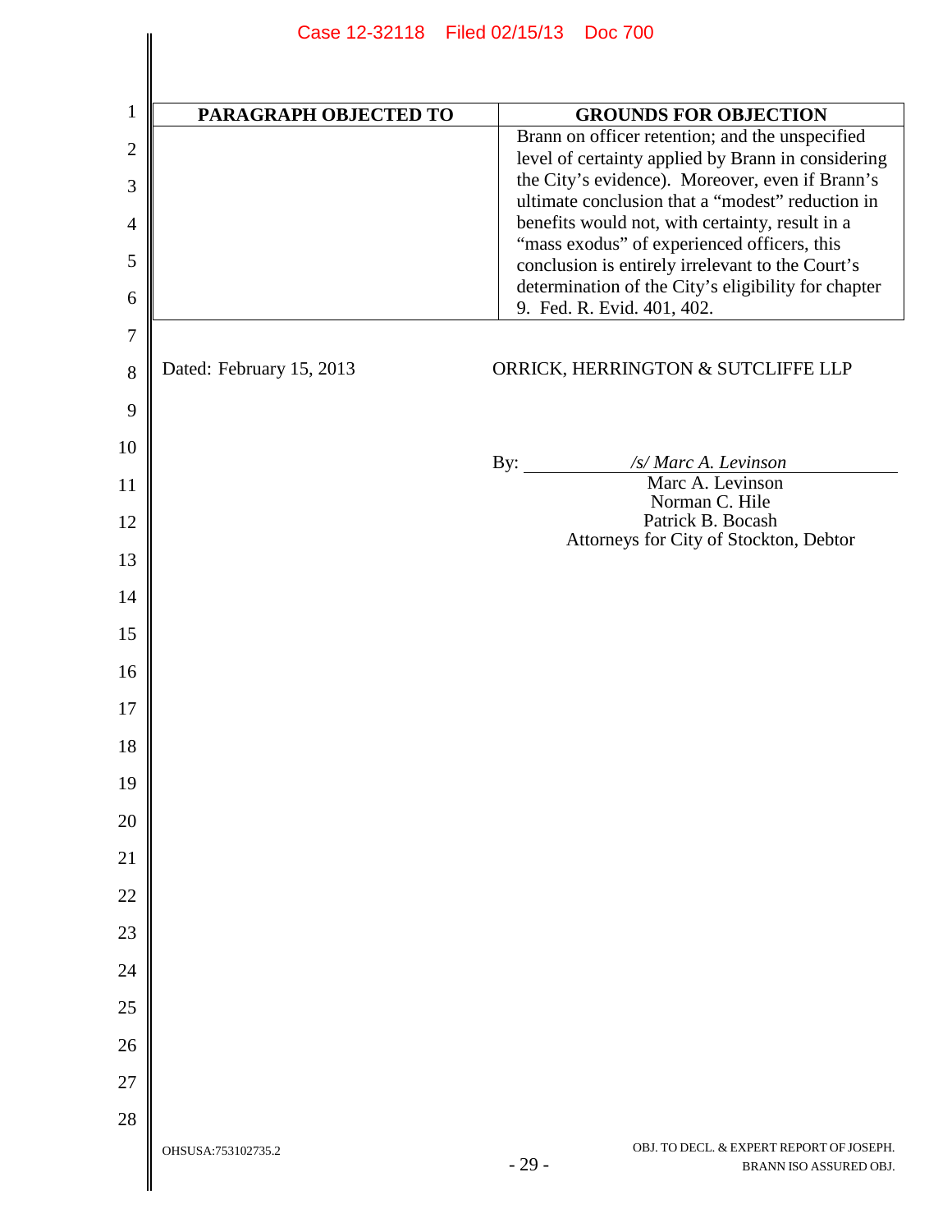| PARAGRAPH OBJECTED TO | GROUNDS FOR OBJECTION |
|---|---|
| | Brann on officer retention; and the unspecified level of certainty applied by Brann in considering the City's evidence). Moreover, even if Brann's ultimate conclusion that a "modest" reduction in benefits would not, with certainty, result in a "mass exodus" of experienced officers, this conclusion is entirely irrelevant to the Court's determination of the City's eligibility for chapter 9. Fed. R. Evid. 401, 402. |

Dated: February 15, 2013

ORRICK, HERRINGTON & SUTCLIFFE LLP

By: *Marc A. Levinson*
Marc A. Levinson
Norman C. Hile
Patrick B. Bocash
Attorneys for City of Stockton, Debtor